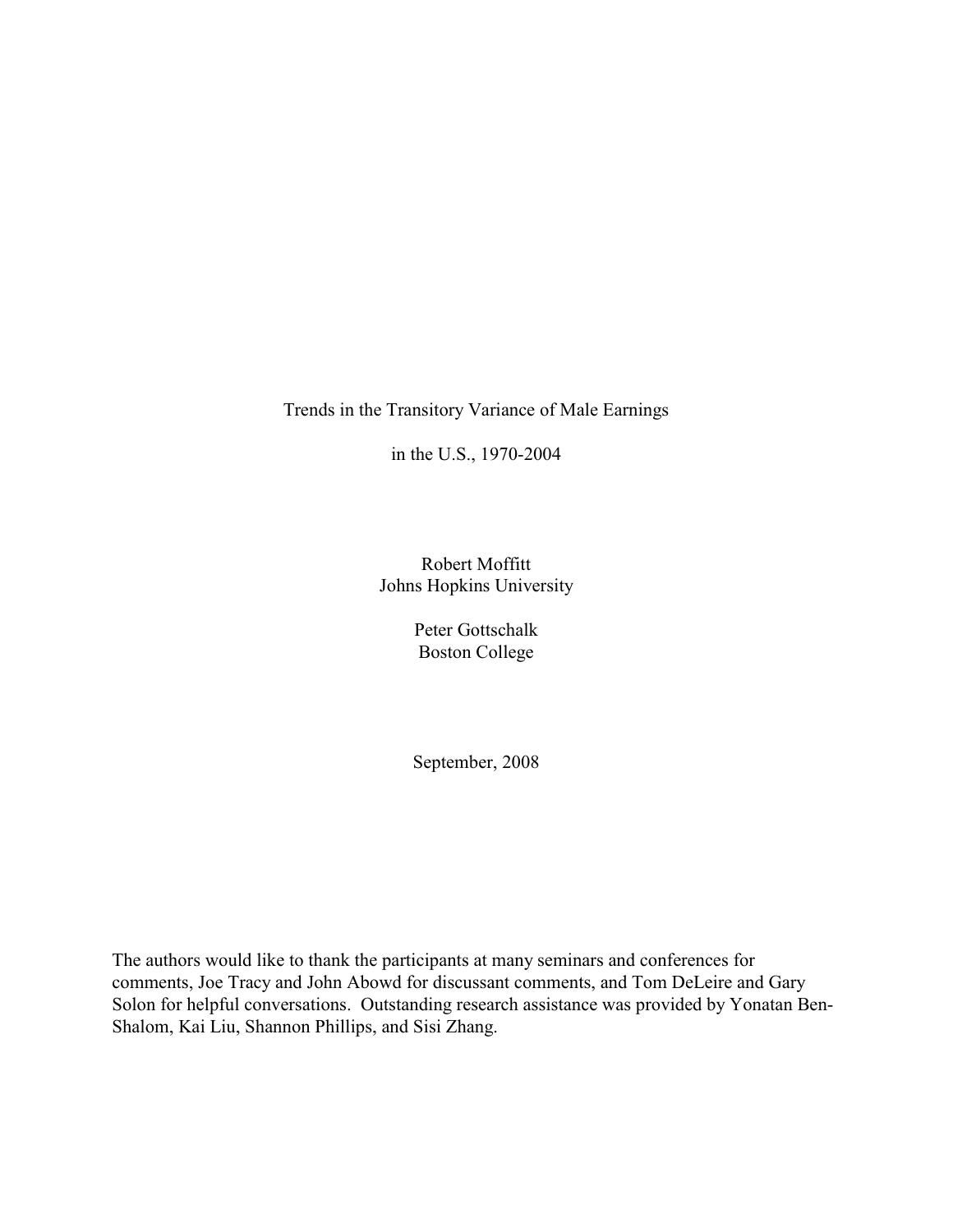# Trends in the Transitory Variance of Male Earnings

# in the U.S., 1970-2004

Robert Moffitt
Johns Hopkins University

Peter Gottschalk
Boston College

September, 2008

The authors would like to thank the participants at many seminars and conferences for comments, Joe Tracy and John Abowd for discussant comments, and Tom DeLeire and Gary Solon for helpful conversations. Outstanding research assistance was provided by Yonatan Ben-Shalom, Kai Liu, Shannon Phillips, and Sisi Zhang.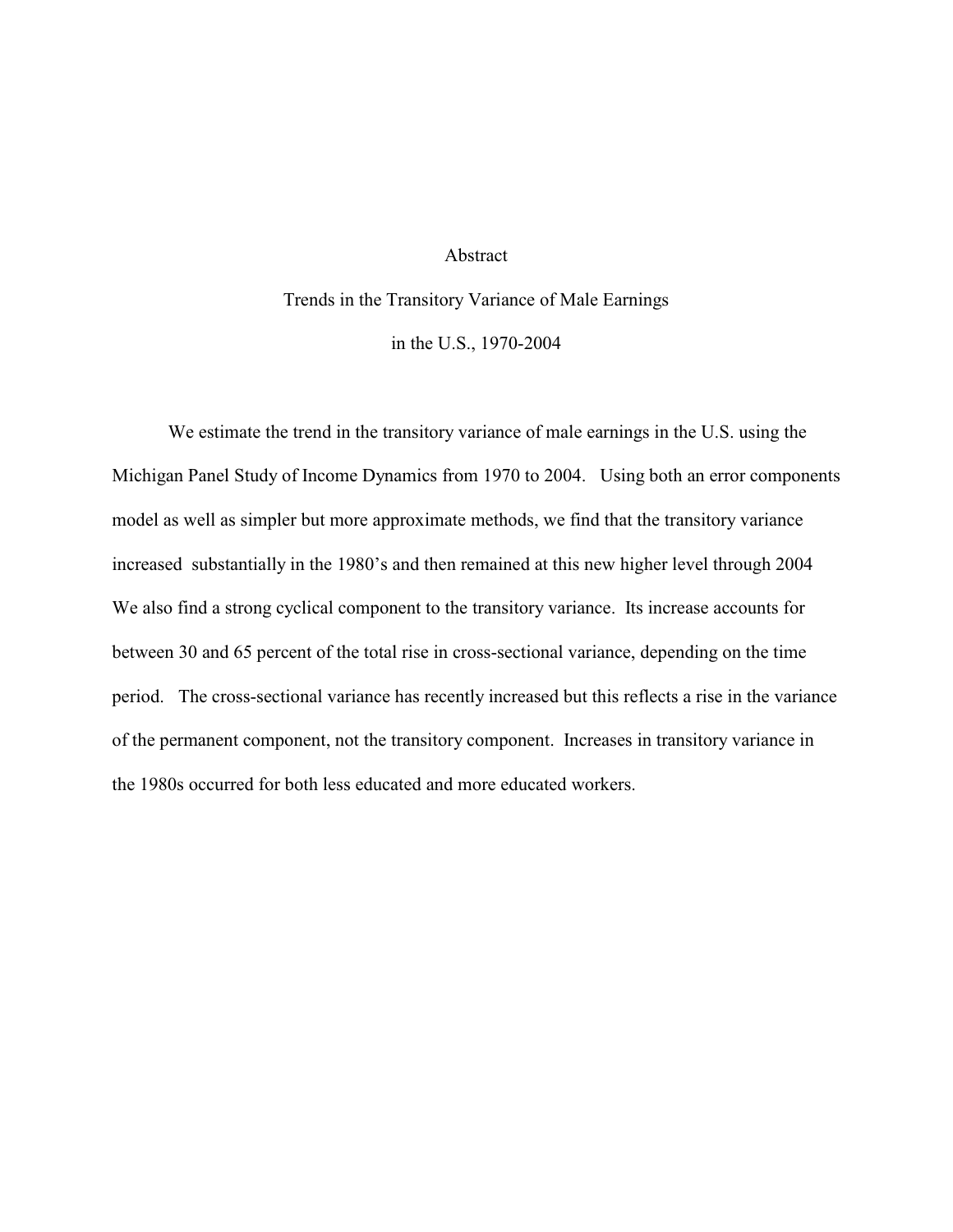## Abstract

## Trends in the Transitory Variance of Male Earnings in the U.S., 1970-2004

We estimate the trend in the transitory variance of male earnings in the U.S. using the Michigan Panel Study of Income Dynamics from 1970 to 2004. Using both an error components model as well as simpler but more approximate methods, we find that the transitory variance increased substantially in the 1980's and then remained at this new higher level through 2004 We also find a strong cyclical component to the transitory variance. Its increase accounts for between 30 and 65 percent of the total rise in cross-sectional variance, depending on the time period. The cross-sectional variance has recently increased but this reflects a rise in the variance of the permanent component, not the transitory component. Increases in transitory variance in the 1980s occurred for both less educated and more educated workers.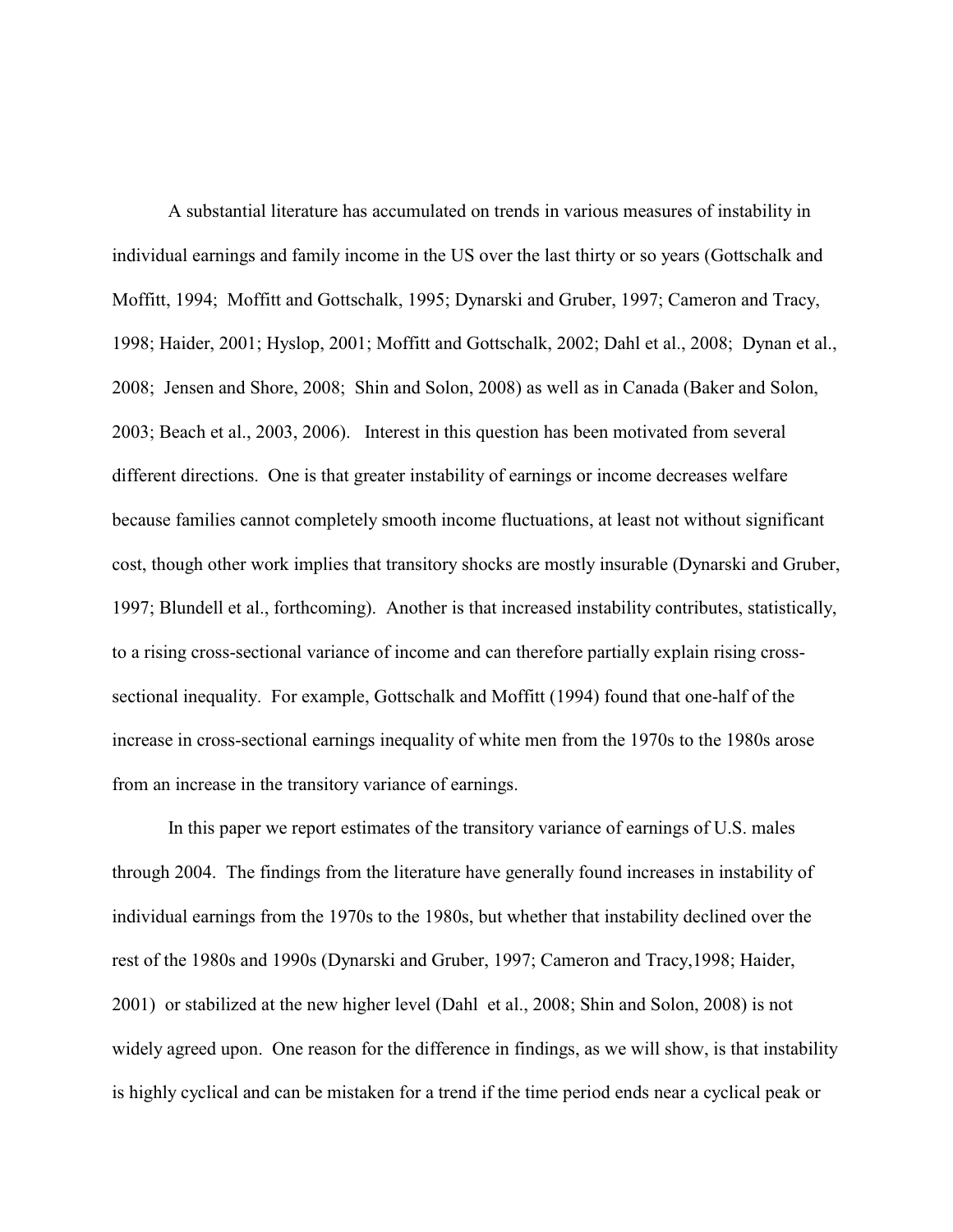A substantial literature has accumulated on trends in various measures of instability in individual earnings and family income in the US over the last thirty or so years (Gottschalk and Moffitt, 1994; Moffitt and Gottschalk, 1995; Dynarski and Gruber, 1997; Cameron and Tracy, 1998; Haider, 2001; Hyslop, 2001; Moffitt and Gottschalk, 2002; Dahl et al., 2008; Dynan et al., 2008; Jensen and Shore, 2008; Shin and Solon, 2008) as well as in Canada (Baker and Solon, 2003; Beach et al., 2003, 2006). Interest in this question has been motivated from several different directions. One is that greater instability of earnings or income decreases welfare because families cannot completely smooth income fluctuations, at least not without significant cost, though other work implies that transitory shocks are mostly insurable (Dynarski and Gruber, 1997; Blundell et al., forthcoming). Another is that increased instability contributes, statistically, to a rising cross-sectional variance of income and can therefore partially explain rising cross-sectional inequality. For example, Gottschalk and Moffitt (1994) found that one-half of the increase in cross-sectional earnings inequality of white men from the 1970s to the 1980s arose from an increase in the transitory variance of earnings.

In this paper we report estimates of the transitory variance of earnings of U.S. males through 2004. The findings from the literature have generally found increases in instability of individual earnings from the 1970s to the 1980s, but whether that instability declined over the rest of the 1980s and 1990s (Dynarski and Gruber, 1997; Cameron and Tracy,1998; Haider, 2001) or stabilized at the new higher level (Dahl et al., 2008; Shin and Solon, 2008) is not widely agreed upon. One reason for the difference in findings, as we will show, is that instability is highly cyclical and can be mistaken for a trend if the time period ends near a cyclical peak or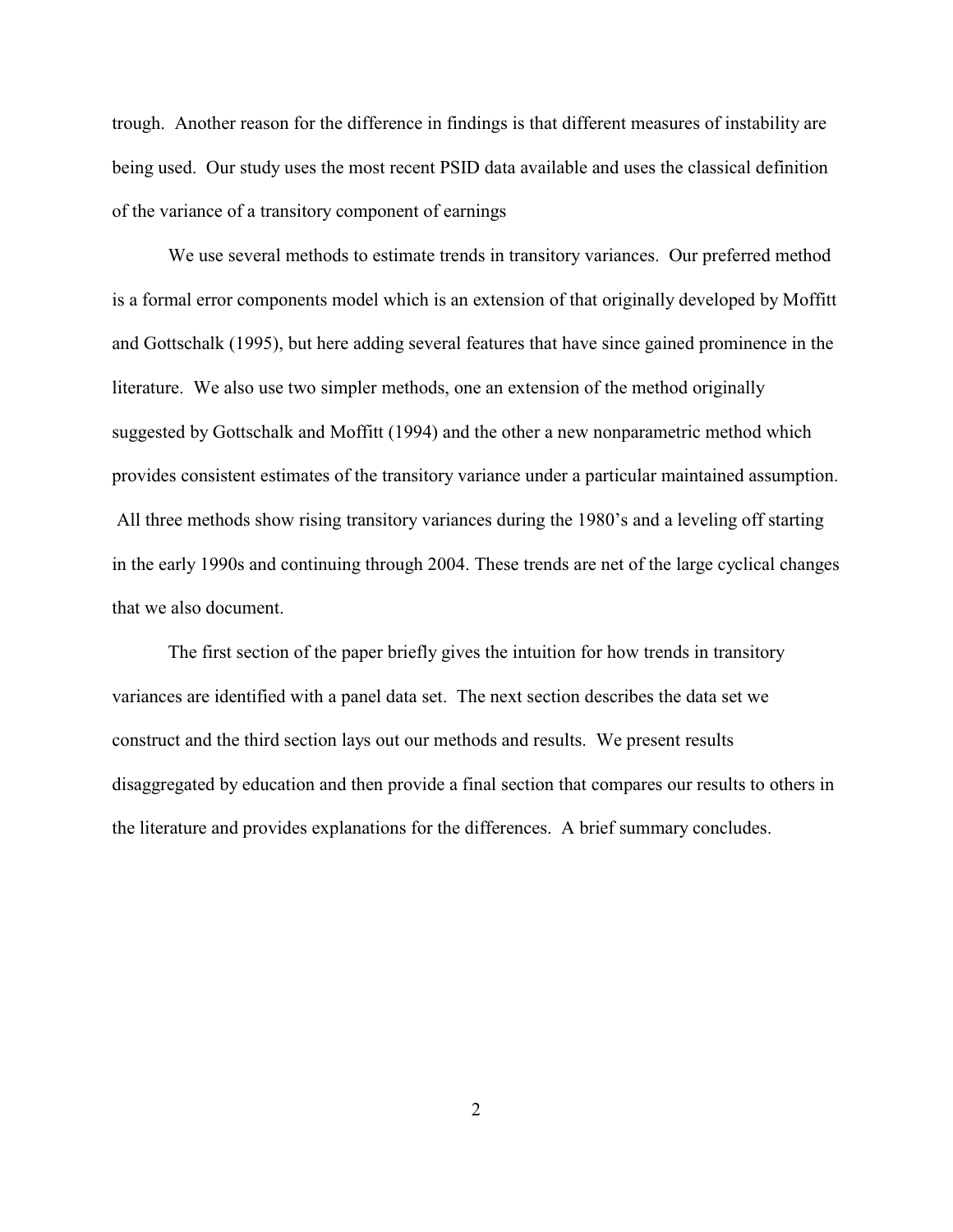trough. Another reason for the difference in findings is that different measures of instability are being used. Our study uses the most recent PSID data available and uses the classical definition of the variance of a transitory component of earnings

We use several methods to estimate trends in transitory variances. Our preferred method is a formal error components model which is an extension of that originally developed by Moffitt and Gottschalk (1995), but here adding several features that have since gained prominence in the literature. We also use two simpler methods, one an extension of the method originally suggested by Gottschalk and Moffitt (1994) and the other a new nonparametric method which provides consistent estimates of the transitory variance under a particular maintained assumption. All three methods show rising transitory variances during the 1980's and a leveling off starting in the early 1990s and continuing through 2004. These trends are net of the large cyclical changes that we also document.

The first section of the paper briefly gives the intuition for how trends in transitory variances are identified with a panel data set. The next section describes the data set we construct and the third section lays out our methods and results. We present results disaggregated by education and then provide a final section that compares our results to others in the literature and provides explanations for the differences. A brief summary concludes.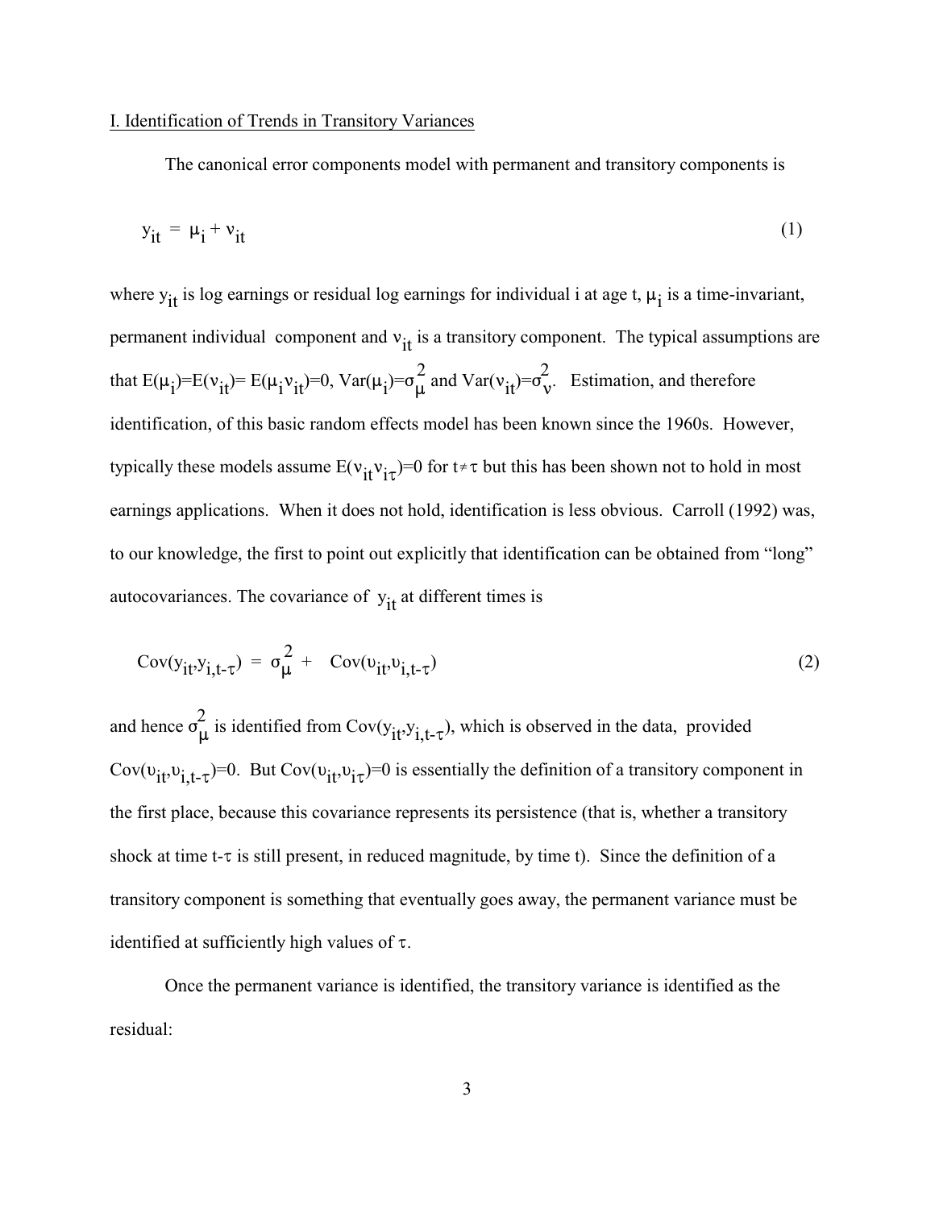I. Identification of Trends in Transitory Variances

The canonical error components model with permanent and transitory components is

$$y_{it} = \mu_i + \nu_{it} \tag{1}$$

where $y_{it}$ is log earnings or residual log earnings for individual i at age t, $\mu_i$ is a time-invariant, permanent individual component and $\nu_{it}$ is a transitory component. The typical assumptions are that $E(\mu_i)=E(\nu_{it})= E(\mu_i\nu_{it})=0$, $Var(\mu_i)=\sigma^2_\mu$ and $Var(\nu_{it})=\sigma^2_\nu$. Estimation, and therefore identification, of this basic random effects model has been known since the 1960s. However, typically these models assume $E(\nu_{it}\nu_{i\tau})=0$ for $t\neq\tau$ but this has been shown not to hold in most earnings applications. When it does not hold, identification is less obvious. Carroll (1992) was, to our knowledge, the first to point out explicitly that identification can be obtained from "long" autocovariances. The covariance of $y_{it}$ at different times is

$$Cov(y_{it},y_{i,t-\tau}) = \sigma^2_\mu + Cov(\upsilon_{it},\upsilon_{i,t-\tau}) \tag{2}$$

and hence $\sigma^2_\mu$ is identified from $Cov(y_{it},y_{i,t-\tau})$, which is observed in the data, provided $Cov(\upsilon_{it},\upsilon_{i,t-\tau})=0$. But $Cov(\upsilon_{it},\upsilon_{i\tau})=0$ is essentially the definition of a transitory component in the first place, because this covariance represents its persistence (that is, whether a transitory shock at time t-$\tau$ is still present, in reduced magnitude, by time t). Since the definition of a transitory component is something that eventually goes away, the permanent variance must be identified at sufficiently high values of $\tau$.

Once the permanent variance is identified, the transitory variance is identified as the residual: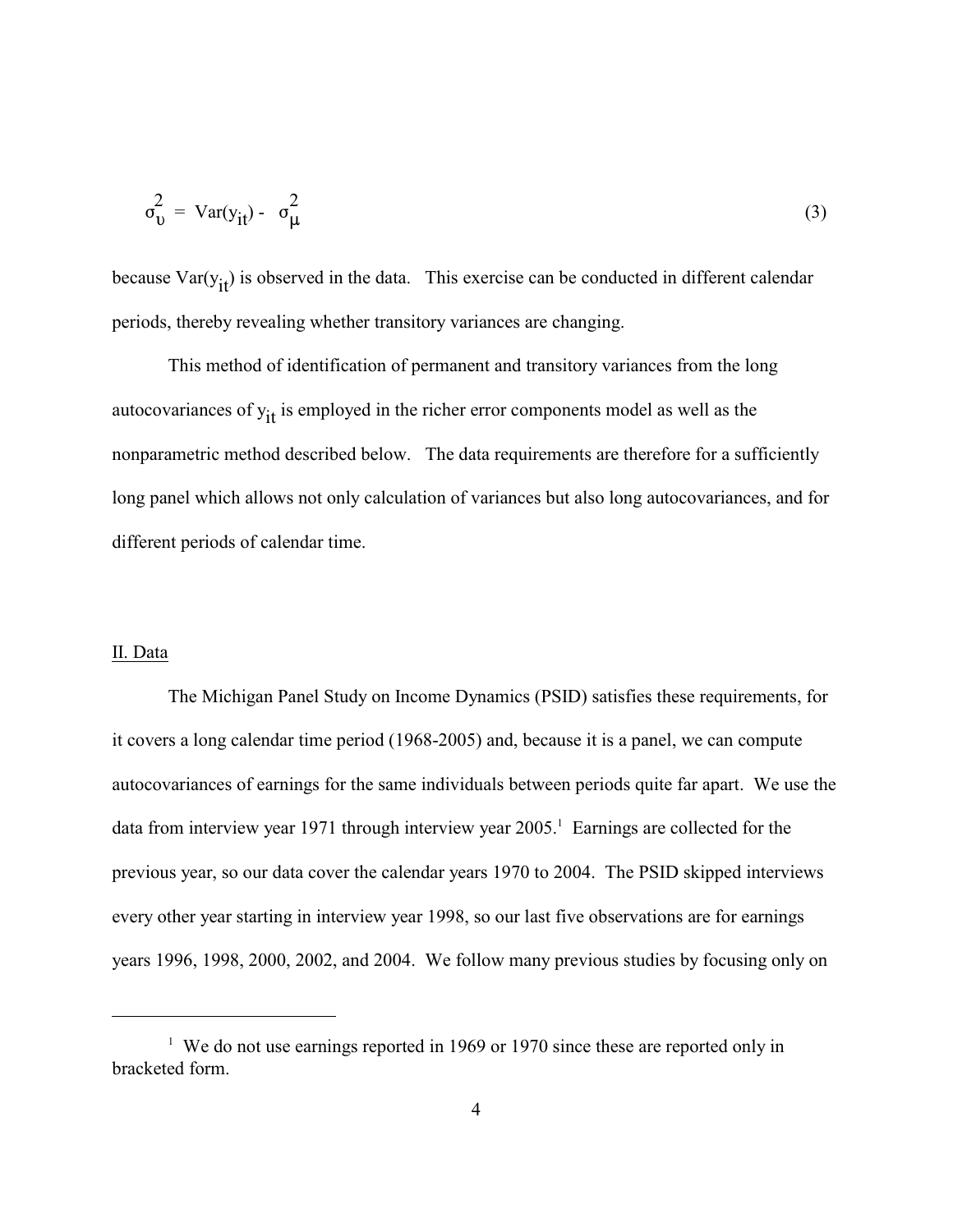$$\sigma_{\upsilon}^{2} = \text{Var}(y_{it}) - \sigma_{\mu}^{2} \tag{3}$$

because $\text{Var}(y_{it})$ is observed in the data. This exercise can be conducted in different calendar periods, thereby revealing whether transitory variances are changing.

This method of identification of permanent and transitory variances from the long autocovariances of $y_{it}$ is employed in the richer error components model as well as the nonparametric method described below. The data requirements are therefore for a sufficiently long panel which allows not only calculation of variances but also long autocovariances, and for different periods of calendar time.

## II. Data

The Michigan Panel Study on Income Dynamics (PSID) satisfies these requirements, for it covers a long calendar time period (1968-2005) and, because it is a panel, we can compute autocovariances of earnings for the same individuals between periods quite far apart. We use the data from interview year 1971 through interview year 2005.[1] Earnings are collected for the previous year, so our data cover the calendar years 1970 to 2004. The PSID skipped interviews every other year starting in interview year 1998, so our last five observations are for earnings years 1996, 1998, 2000, 2002, and 2004. We follow many previous studies by focusing only on

---

[1] We do not use earnings reported in 1969 or 1970 since these are reported only in bracketed form.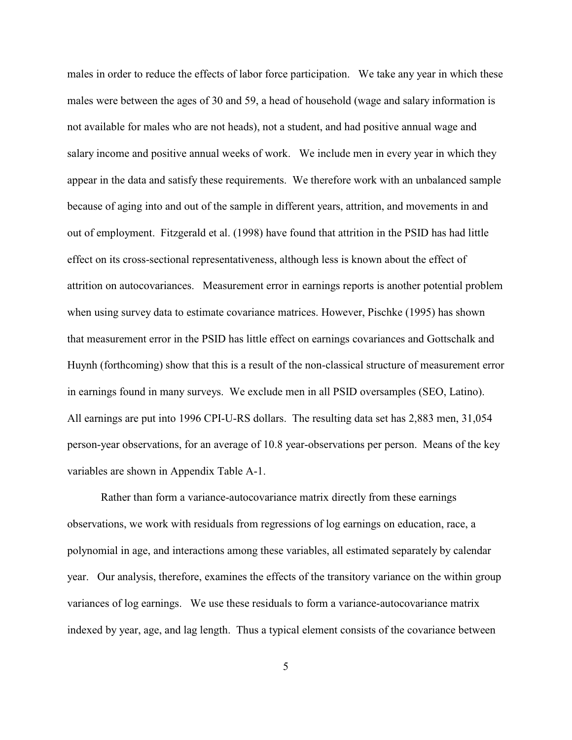males in order to reduce the effects of labor force participation. We take any year in which these males were between the ages of 30 and 59, a head of household (wage and salary information is not available for males who are not heads), not a student, and had positive annual wage and salary income and positive annual weeks of work. We include men in every year in which they appear in the data and satisfy these requirements. We therefore work with an unbalanced sample because of aging into and out of the sample in different years, attrition, and movements in and out of employment. Fitzgerald et al. (1998) have found that attrition in the PSID has had little effect on its cross-sectional representativeness, although less is known about the effect of attrition on autocovariances. Measurement error in earnings reports is another potential problem when using survey data to estimate covariance matrices. However, Pischke (1995) has shown that measurement error in the PSID has little effect on earnings covariances and Gottschalk and Huynh (forthcoming) show that this is a result of the non-classical structure of measurement error in earnings found in many surveys. We exclude men in all PSID oversamples (SEO, Latino). All earnings are put into 1996 CPI-U-RS dollars. The resulting data set has 2,883 men, 31,054 person-year observations, for an average of 10.8 year-observations per person. Means of the key variables are shown in Appendix Table A-1.

Rather than form a variance-autocovariance matrix directly from these earnings observations, we work with residuals from regressions of log earnings on education, race, a polynomial in age, and interactions among these variables, all estimated separately by calendar year. Our analysis, therefore, examines the effects of the transitory variance on the within group variances of log earnings. We use these residuals to form a variance-autocovariance matrix indexed by year, age, and lag length. Thus a typical element consists of the covariance between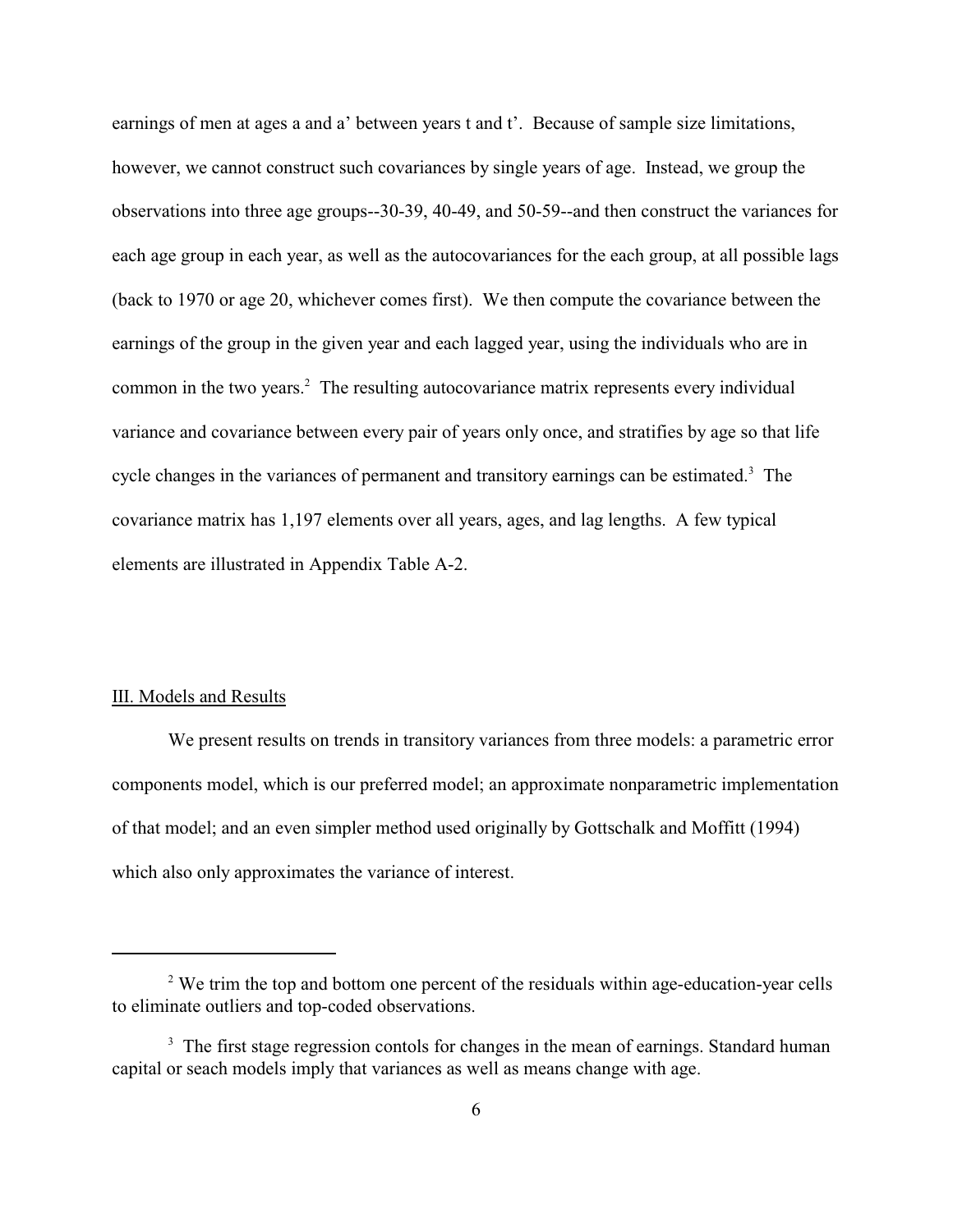earnings of men at ages a and a' between years t and t'. Because of sample size limitations, however, we cannot construct such covariances by single years of age. Instead, we group the observations into three age groups--30-39, 40-49, and 50-59--and then construct the variances for each age group in each year, as well as the autocovariances for the each group, at all possible lags (back to 1970 or age 20, whichever comes first). We then compute the covariance between the earnings of the group in the given year and each lagged year, using the individuals who are in common in the two years.[2] The resulting autocovariance matrix represents every individual variance and covariance between every pair of years only once, and stratifies by age so that life cycle changes in the variances of permanent and transitory earnings can be estimated.[3] The covariance matrix has 1,197 elements over all years, ages, and lag lengths. A few typical elements are illustrated in Appendix Table A-2.

## III. Models and Results

We present results on trends in transitory variances from three models: a parametric error components model, which is our preferred model; an approximate nonparametric implementation of that model; and an even simpler method used originally by Gottschalk and Moffitt (1994) which also only approximates the variance of interest.

---

[2] We trim the top and bottom one percent of the residuals within age-education-year cells to eliminate outliers and top-coded observations.

[3] The first stage regression contols for changes in the mean of earnings. Standard human capital or seach models imply that variances as well as means change with age.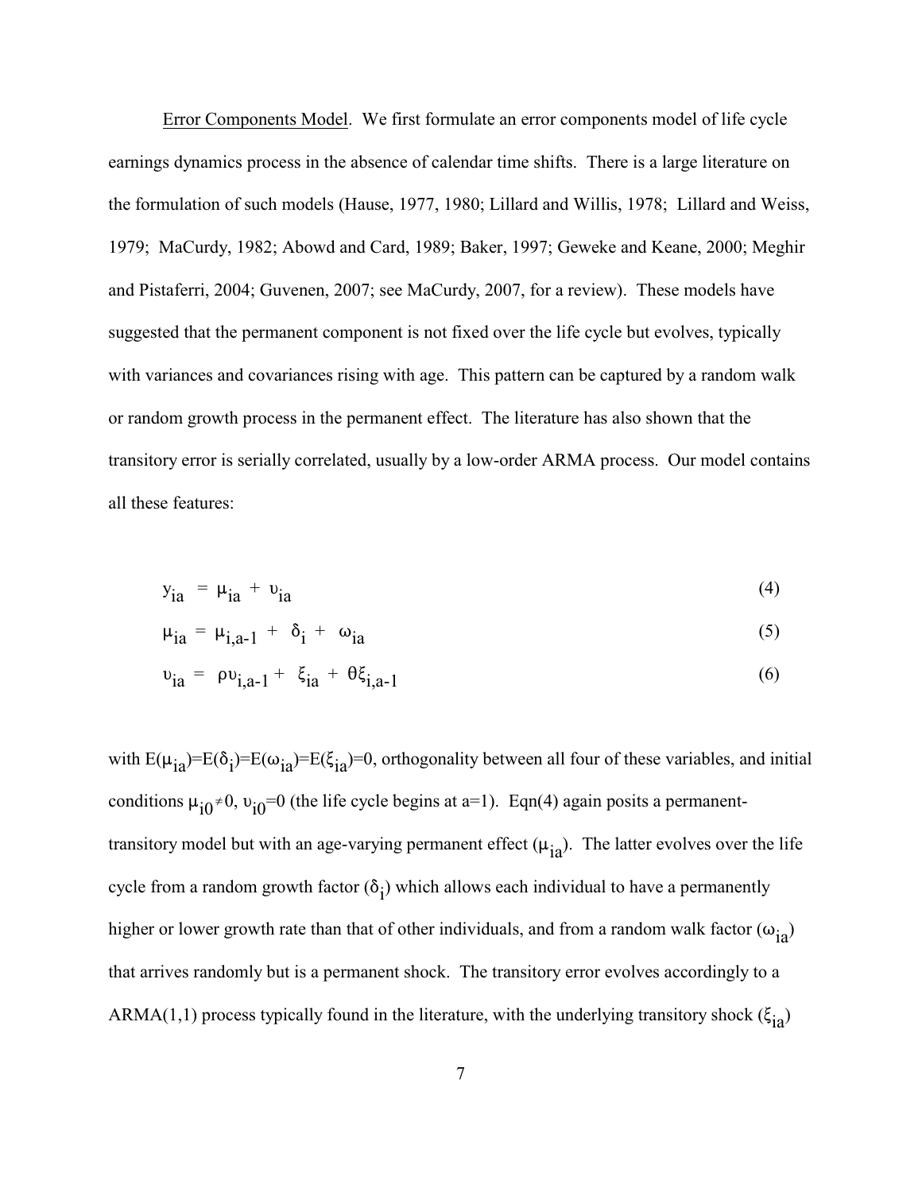Error Components Model. We first formulate an error components model of life cycle earnings dynamics process in the absence of calendar time shifts. There is a large literature on the formulation of such models (Hause, 1977, 1980; Lillard and Willis, 1978; Lillard and Weiss, 1979; MaCurdy, 1982; Abowd and Card, 1989; Baker, 1997; Geweke and Keane, 2000; Meghir and Pistaferri, 2004; Guvenen, 2007; see MaCurdy, 2007, for a review). These models have suggested that the permanent component is not fixed over the life cycle but evolves, typically with variances and covariances rising with age. This pattern can be captured by a random walk or random growth process in the permanent effect. The literature has also shown that the transitory error is serially correlated, usually by a low-order ARMA process. Our model contains all these features:

$$y_{ia} = \mu_{ia} + \upsilon_{ia} \tag{4}$$

$$\mu_{ia} = \mu_{i,a-1} + \delta_i + \omega_{ia} \tag{5}$$

$$\upsilon_{ia} = \rho\upsilon_{i,a-1} + \xi_{ia} + \theta\xi_{i,a-1} \tag{6}$$

with $E(\mu_{ia})=E(\delta_i)=E(\omega_{ia})=E(\xi_{ia})=0$, orthogonality between all four of these variables, and initial conditions $\mu_{i0} \neq 0$, $\upsilon_{i0}=0$ (the life cycle begins at a=1). Eqn(4) again posits a permanent-transitory model but with an age-varying permanent effect ($\mu_{ia}$). The latter evolves over the life cycle from a random growth factor ($\delta_i$) which allows each individual to have a permanently higher or lower growth rate than that of other individuals, and from a random walk factor ($\omega_{ia}$) that arrives randomly but is a permanent shock. The transitory error evolves accordingly to a ARMA(1,1) process typically found in the literature, with the underlying transitory shock ($\xi_{ia}$)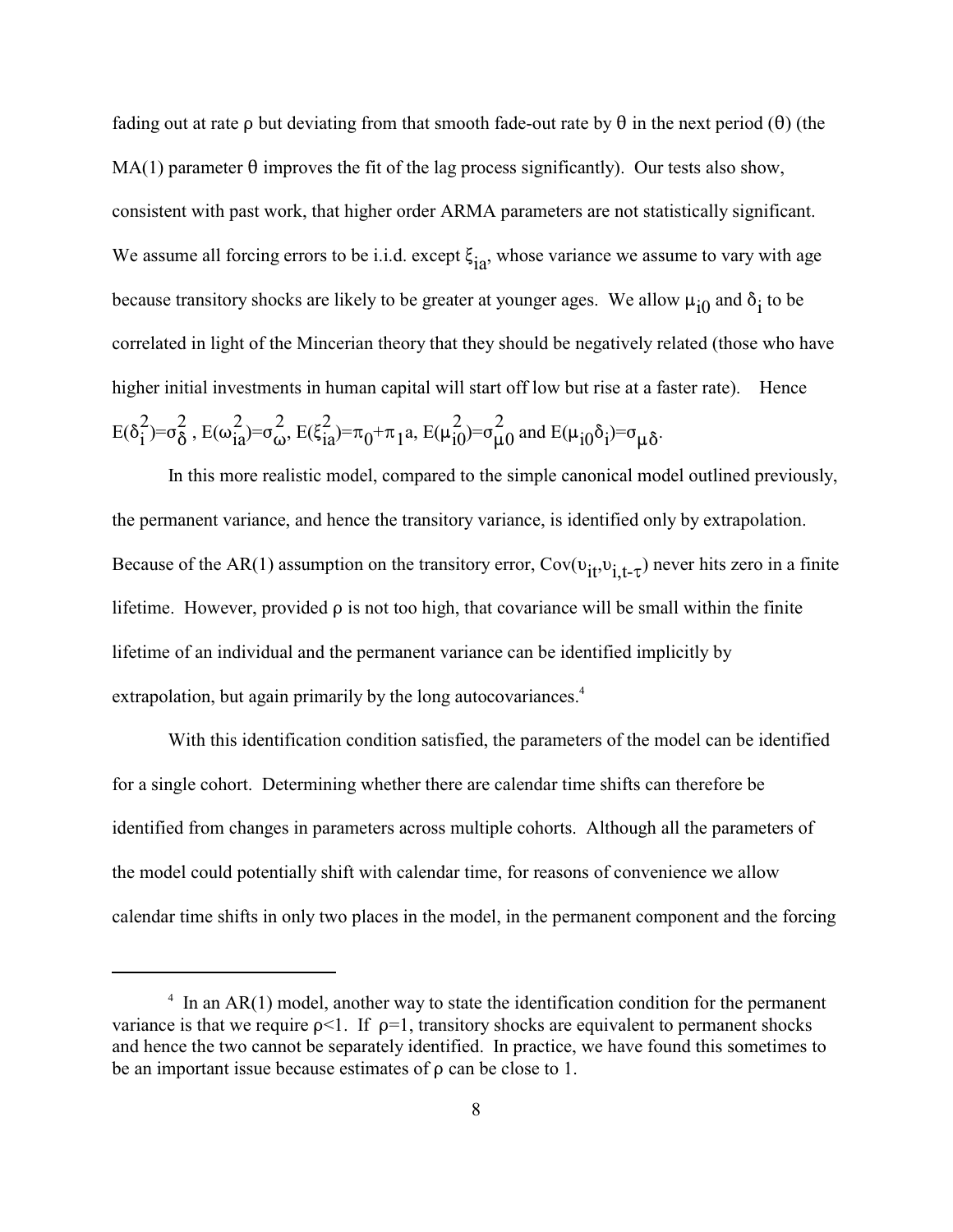fading out at rate $\rho$ but deviating from that smooth fade-out rate by $\theta$ in the next period ($\theta$) (the MA(1) parameter $\theta$ improves the fit of the lag process significantly). Our tests also show, consistent with past work, that higher order ARMA parameters are not statistically significant. We assume all forcing errors to be i.i.d. except $\xi_{ia}$, whose variance we assume to vary with age because transitory shocks are likely to be greater at younger ages. We allow $\mu_{i0}$ and $\delta_i$ to be correlated in light of the Mincerian theory that they should be negatively related (those who have higher initial investments in human capital will start off low but rise at a faster rate). Hence $E(\delta_i^2)=\sigma_\delta^2$ , $E(\omega_{ia}^2)=\sigma_\omega^2$, $E(\xi_{ia}^2)=\pi_0+\pi_1 a$, $E(\mu_{i0}^2)=\sigma_{\mu 0}^2$ and $E(\mu_{i0}\delta_i)=\sigma_{\mu\delta}$.

In this more realistic model, compared to the simple canonical model outlined previously, the permanent variance, and hence the transitory variance, is identified only by extrapolation. Because of the AR(1) assumption on the transitory error, $Cov(\upsilon_{it},\upsilon_{i,t-\tau})$ never hits zero in a finite lifetime. However, provided $\rho$ is not too high, that covariance will be small within the finite lifetime of an individual and the permanent variance can be identified implicitly by extrapolation, but again primarily by the long autocovariances.[4]

With this identification condition satisfied, the parameters of the model can be identified for a single cohort. Determining whether there are calendar time shifts can therefore be identified from changes in parameters across multiple cohorts. Although all the parameters of the model could potentially shift with calendar time, for reasons of convenience we allow calendar time shifts in only two places in the model, in the permanent component and the forcing

---

[4] In an AR(1) model, another way to state the identification condition for the permanent variance is that we require $\rho<1$. If $\rho=1$, transitory shocks are equivalent to permanent shocks and hence the two cannot be separately identified. In practice, we have found this sometimes to be an important issue because estimates of $\rho$ can be close to 1.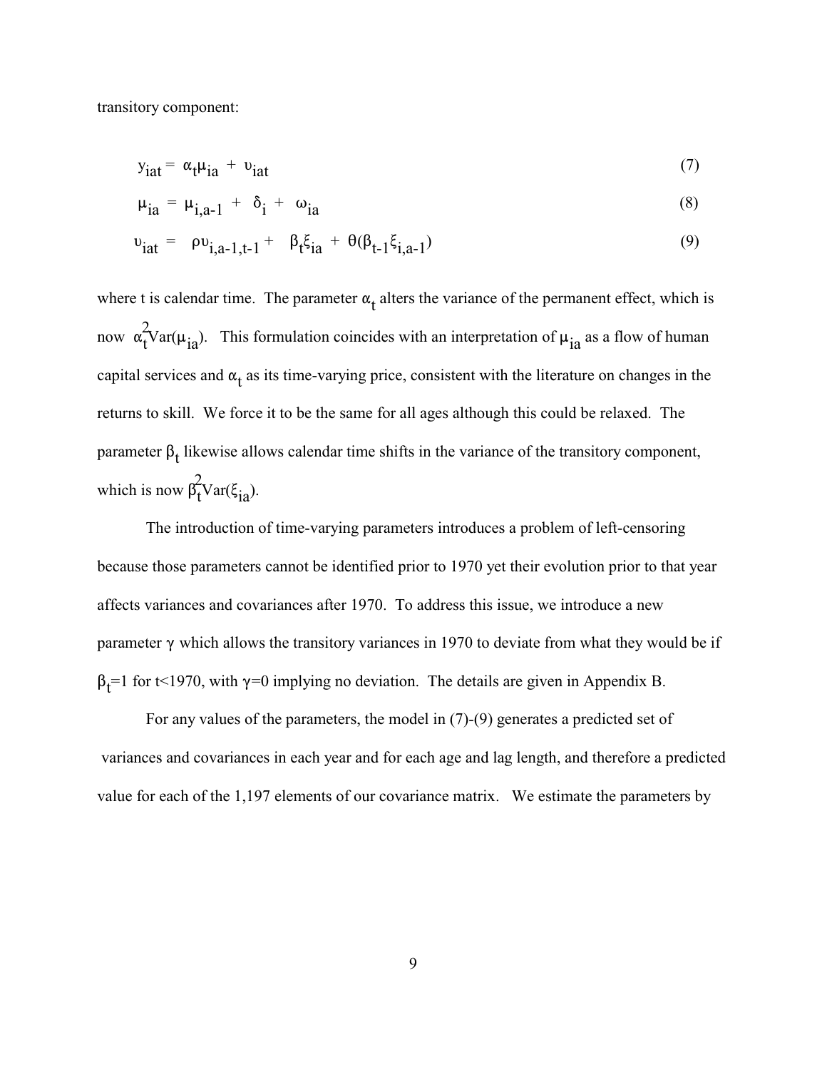transitory component:

$$y_{iat} = \alpha_t \mu_{ia} + \upsilon_{iat} \tag{7}$$

$$\mu_{ia} = \mu_{i,a-1} + \delta_i + \omega_{ia} \tag{8}$$

$$\upsilon_{iat} = \rho \upsilon_{i,a-1,t-1} + \beta_t \xi_{ia} + \theta(\beta_{t-1} \xi_{i,a-1}) \tag{9}$$

where t is calendar time. The parameter $\alpha_t$ alters the variance of the permanent effect, which is now $\alpha_t^2 \mathrm{Var}(\mu_{ia})$. This formulation coincides with an interpretation of $\mu_{ia}$ as a flow of human capital services and $\alpha_t$ as its time-varying price, consistent with the literature on changes in the returns to skill. We force it to be the same for all ages although this could be relaxed. The parameter $\beta_t$ likewise allows calendar time shifts in the variance of the transitory component, which is now $\beta_t^2 \mathrm{Var}(\xi_{ia})$.

The introduction of time-varying parameters introduces a problem of left-censoring because those parameters cannot be identified prior to 1970 yet their evolution prior to that year affects variances and covariances after 1970. To address this issue, we introduce a new parameter $\gamma$ which allows the transitory variances in 1970 to deviate from what they would be if $\beta_t = 1$ for $t < 1970$, with $\gamma = 0$ implying no deviation. The details are given in Appendix B.

For any values of the parameters, the model in (7)-(9) generates a predicted set of variances and covariances in each year and for each age and lag length, and therefore a predicted value for each of the 1,197 elements of our covariance matrix. We estimate the parameters by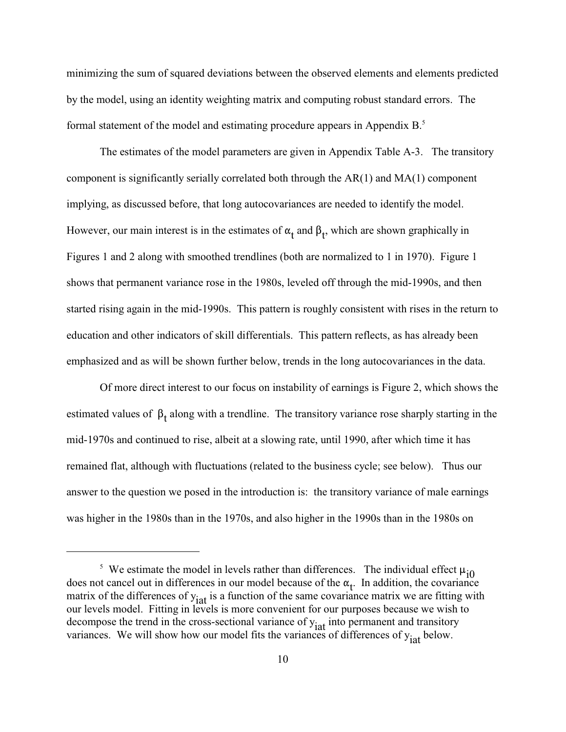minimizing the sum of squared deviations between the observed elements and elements predicted by the model, using an identity weighting matrix and computing robust standard errors. The formal statement of the model and estimating procedure appears in Appendix B.[5]

The estimates of the model parameters are given in Appendix Table A-3. The transitory component is significantly serially correlated both through the AR(1) and MA(1) component implying, as discussed before, that long autocovariances are needed to identify the model. However, our main interest is in the estimates of $\alpha_t$ and $\beta_t$, which are shown graphically in Figures 1 and 2 along with smoothed trendlines (both are normalized to 1 in 1970). Figure 1 shows that permanent variance rose in the 1980s, leveled off through the mid-1990s, and then started rising again in the mid-1990s. This pattern is roughly consistent with rises in the return to education and other indicators of skill differentials. This pattern reflects, as has already been emphasized and as will be shown further below, trends in the long autocovariances in the data.

Of more direct interest to our focus on instability of earnings is Figure 2, which shows the estimated values of $\beta_t$ along with a trendline. The transitory variance rose sharply starting in the mid-1970s and continued to rise, albeit at a slowing rate, until 1990, after which time it has remained flat, although with fluctuations (related to the business cycle; see below). Thus our answer to the question we posed in the introduction is: the transitory variance of male earnings was higher in the 1980s than in the 1970s, and also higher in the 1990s than in the 1980s on

---

[5] We estimate the model in levels rather than differences. The individual effect $\mu_{i0}$ does not cancel out in differences in our model because of the $\alpha_t$. In addition, the covariance matrix of the differences of $y_{iat}$ is a function of the same covariance matrix we are fitting with our levels model. Fitting in levels is more convenient for our purposes because we wish to decompose the trend in the cross-sectional variance of $y_{iat}$ into permanent and transitory variances. We will show how our model fits the variances of differences of $y_{iat}$ below.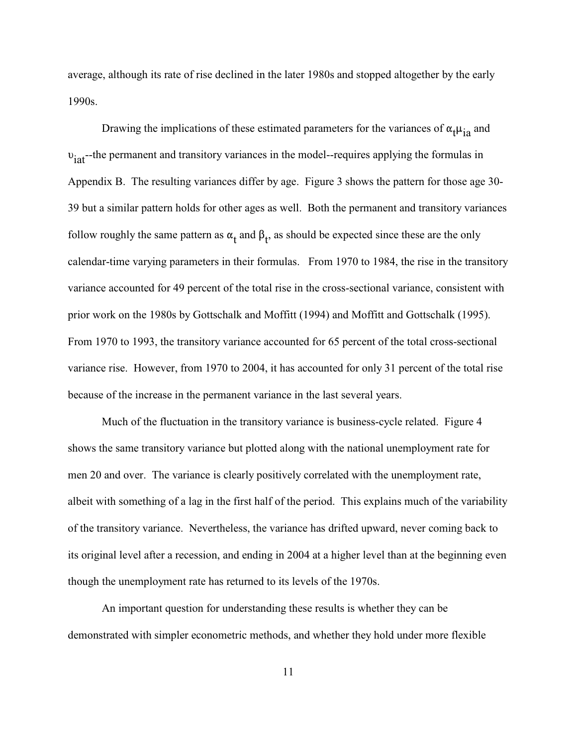average, although its rate of rise declined in the later 1980s and stopped altogether by the early 1990s.

Drawing the implications of these estimated parameters for the variances of $\alpha_t\mu_{ia}$ and $\upsilon_{iat}$--the permanent and transitory variances in the model--requires applying the formulas in Appendix B. The resulting variances differ by age. Figure 3 shows the pattern for those age 30-39 but a similar pattern holds for other ages as well. Both the permanent and transitory variances follow roughly the same pattern as $\alpha_t$ and $\beta_t$, as should be expected since these are the only calendar-time varying parameters in their formulas. From 1970 to 1984, the rise in the transitory variance accounted for 49 percent of the total rise in the cross-sectional variance, consistent with prior work on the 1980s by Gottschalk and Moffitt (1994) and Moffitt and Gottschalk (1995). From 1970 to 1993, the transitory variance accounted for 65 percent of the total cross-sectional variance rise. However, from 1970 to 2004, it has accounted for only 31 percent of the total rise because of the increase in the permanent variance in the last several years.

Much of the fluctuation in the transitory variance is business-cycle related. Figure 4 shows the same transitory variance but plotted along with the national unemployment rate for men 20 and over. The variance is clearly positively correlated with the unemployment rate, albeit with something of a lag in the first half of the period. This explains much of the variability of the transitory variance. Nevertheless, the variance has drifted upward, never coming back to its original level after a recession, and ending in 2004 at a higher level than at the beginning even though the unemployment rate has returned to its levels of the 1970s.

An important question for understanding these results is whether they can be demonstrated with simpler econometric methods, and whether they hold under more flexible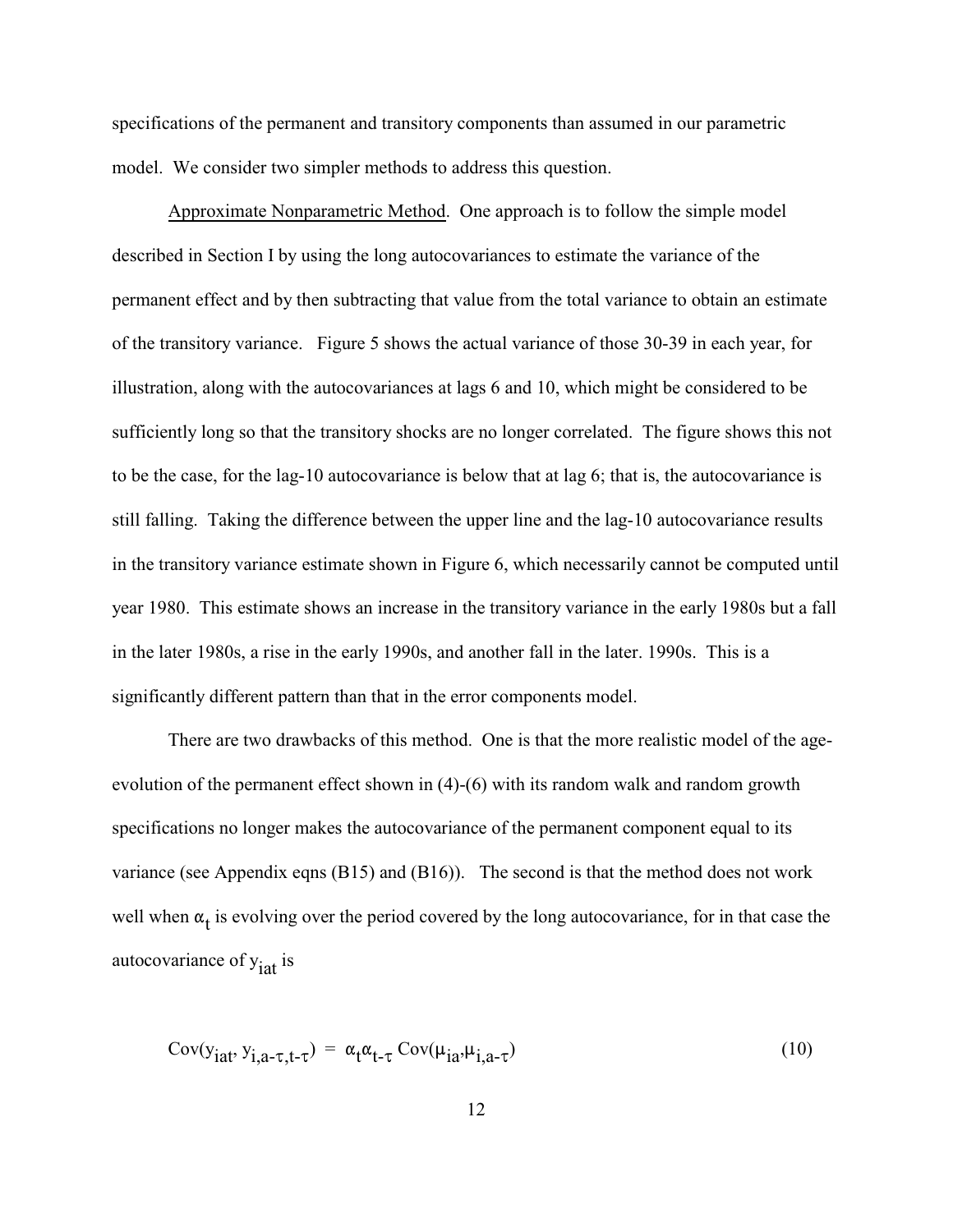specifications of the permanent and transitory components than assumed in our parametric model. We consider two simpler methods to address this question.

Approximate Nonparametric Method. One approach is to follow the simple model described in Section I by using the long autocovariances to estimate the variance of the permanent effect and by then subtracting that value from the total variance to obtain an estimate of the transitory variance. Figure 5 shows the actual variance of those 30-39 in each year, for illustration, along with the autocovariances at lags 6 and 10, which might be considered to be sufficiently long so that the transitory shocks are no longer correlated. The figure shows this not to be the case, for the lag-10 autocovariance is below that at lag 6; that is, the autocovariance is still falling. Taking the difference between the upper line and the lag-10 autocovariance results in the transitory variance estimate shown in Figure 6, which necessarily cannot be computed until year 1980. This estimate shows an increase in the transitory variance in the early 1980s but a fall in the later 1980s, a rise in the early 1990s, and another fall in the later. 1990s. This is a significantly different pattern than that in the error components model.

There are two drawbacks of this method. One is that the more realistic model of the age-evolution of the permanent effect shown in (4)-(6) with its random walk and random growth specifications no longer makes the autocovariance of the permanent component equal to its variance (see Appendix eqns (B15) and (B16)). The second is that the method does not work well when $\alpha_t$ is evolving over the period covered by the long autocovariance, for in that case the autocovariance of $y_{iat}$ is

$$\mathrm{Cov}(y_{iat}, y_{i,a-\tau,t-\tau}) = \alpha_t \alpha_{t-\tau} \mathrm{Cov}(\mu_{ia}, \mu_{i,a-\tau}) \tag{10}$$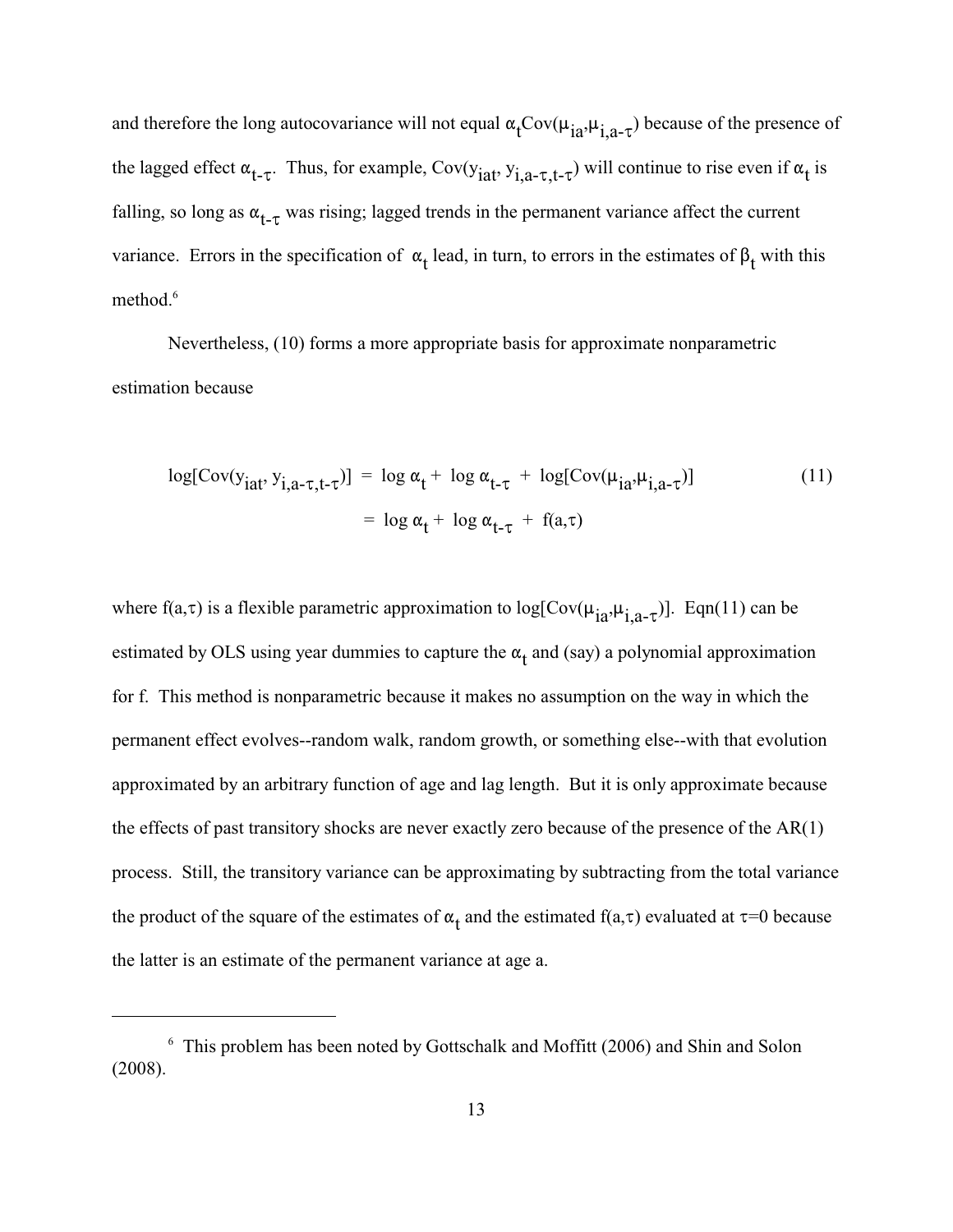and therefore the long autocovariance will not equal $\alpha_t Cov(\mu_{ia},\mu_{i,a-\tau})$ because of the presence of the lagged effect $\alpha_{t-\tau}$. Thus, for example, $Cov(y_{iat}, y_{i,a-\tau,t-\tau})$ will continue to rise even if $\alpha_t$ is falling, so long as $\alpha_{t-\tau}$ was rising; lagged trends in the permanent variance affect the current variance. Errors in the specification of $\alpha_t$ lead, in turn, to errors in the estimates of $\beta_t$ with this method.[6]

Nevertheless, (10) forms a more appropriate basis for approximate nonparametric estimation because

$$
\begin{aligned}
\log[Cov(y_{iat}, y_{i,a-\tau,t-\tau})] &= \log \alpha_t + \log \alpha_{t-\tau} + \log[Cov(\mu_{ia},\mu_{i,a-\tau})] \\
&= \log \alpha_t + \log \alpha_{t-\tau} + f(a,\tau)
\end{aligned}
\tag{11}
$$

where $f(a,\tau)$ is a flexible parametric approximation to $\log[Cov(\mu_{ia},\mu_{i,a-\tau})]$. Eqn(11) can be estimated by OLS using year dummies to capture the $\alpha_t$ and (say) a polynomial approximation for f. This method is nonparametric because it makes no assumption on the way in which the permanent effect evolves--random walk, random growth, or something else--with that evolution approximated by an arbitrary function of age and lag length. But it is only approximate because the effects of past transitory shocks are never exactly zero because of the presence of the AR(1) process. Still, the transitory variance can be approximating by subtracting from the total variance the product of the square of the estimates of $\alpha_t$ and the estimated $f(a,\tau)$ evaluated at $\tau$=0 because the latter is an estimate of the permanent variance at age a.

---

[6] This problem has been noted by Gottschalk and Moffitt (2006) and Shin and Solon (2008).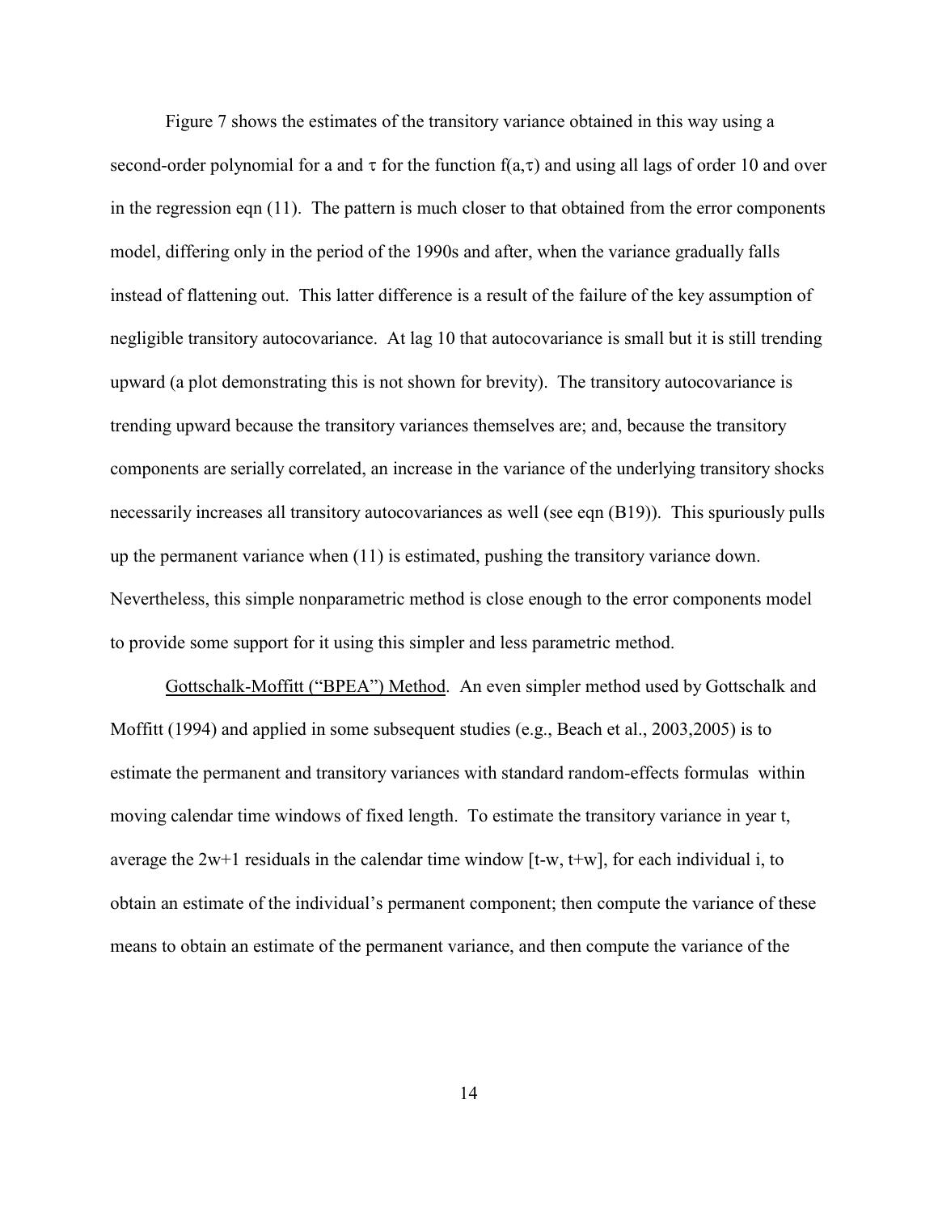Figure 7 shows the estimates of the transitory variance obtained in this way using a second-order polynomial for a and $\tau$ for the function $f(a,\tau)$ and using all lags of order 10 and over in the regression eqn (11). The pattern is much closer to that obtained from the error components model, differing only in the period of the 1990s and after, when the variance gradually falls instead of flattening out. This latter difference is a result of the failure of the key assumption of negligible transitory autocovariance. At lag 10 that autocovariance is small but it is still trending upward (a plot demonstrating this is not shown for brevity). The transitory autocovariance is trending upward because the transitory variances themselves are; and, because the transitory components are serially correlated, an increase in the variance of the underlying transitory shocks necessarily increases all transitory autocovariances as well (see eqn (B19)). This spuriously pulls up the permanent variance when (11) is estimated, pushing the transitory variance down. Nevertheless, this simple nonparametric method is close enough to the error components model to provide some support for it using this simpler and less parametric method.

Gottschalk-Moffitt ("BPEA") Method. An even simpler method used by Gottschalk and Moffitt (1994) and applied in some subsequent studies (e.g., Beach et al., 2003,2005) is to estimate the permanent and transitory variances with standard random-effects formulas within moving calendar time windows of fixed length. To estimate the transitory variance in year t, average the 2w+1 residuals in the calendar time window [t-w, t+w], for each individual i, to obtain an estimate of the individual's permanent component; then compute the variance of these means to obtain an estimate of the permanent variance, and then compute the variance of the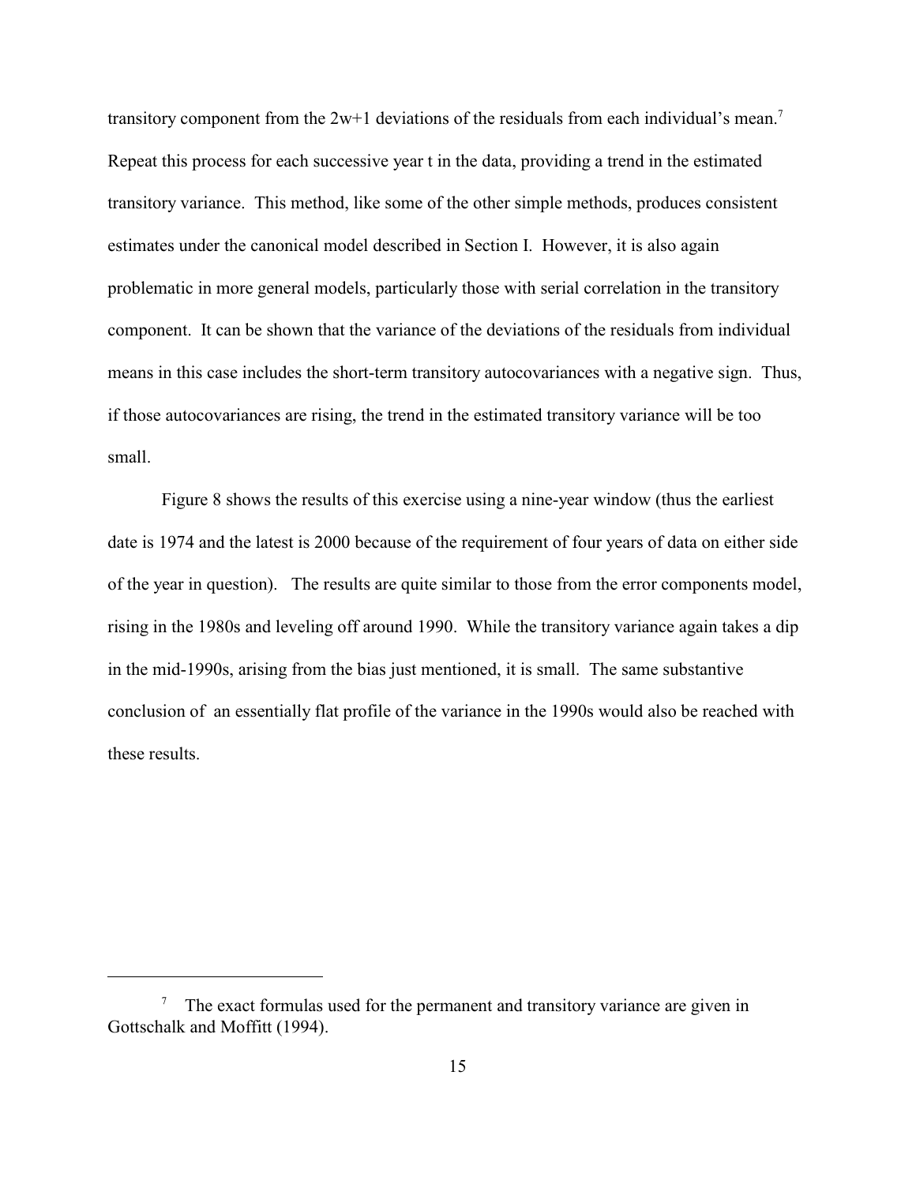transitory component from the 2w+1 deviations of the residuals from each individual's mean.[7] Repeat this process for each successive year t in the data, providing a trend in the estimated transitory variance. This method, like some of the other simple methods, produces consistent estimates under the canonical model described in Section I. However, it is also again problematic in more general models, particularly those with serial correlation in the transitory component. It can be shown that the variance of the deviations of the residuals from individual means in this case includes the short-term transitory autocovariances with a negative sign. Thus, if those autocovariances are rising, the trend in the estimated transitory variance will be too small.

Figure 8 shows the results of this exercise using a nine-year window (thus the earliest date is 1974 and the latest is 2000 because of the requirement of four years of data on either side of the year in question). The results are quite similar to those from the error components model, rising in the 1980s and leveling off around 1990. While the transitory variance again takes a dip in the mid-1990s, arising from the bias just mentioned, it is small. The same substantive conclusion of an essentially flat profile of the variance in the 1990s would also be reached with these results.

---

[7] The exact formulas used for the permanent and transitory variance are given in Gottschalk and Moffitt (1994).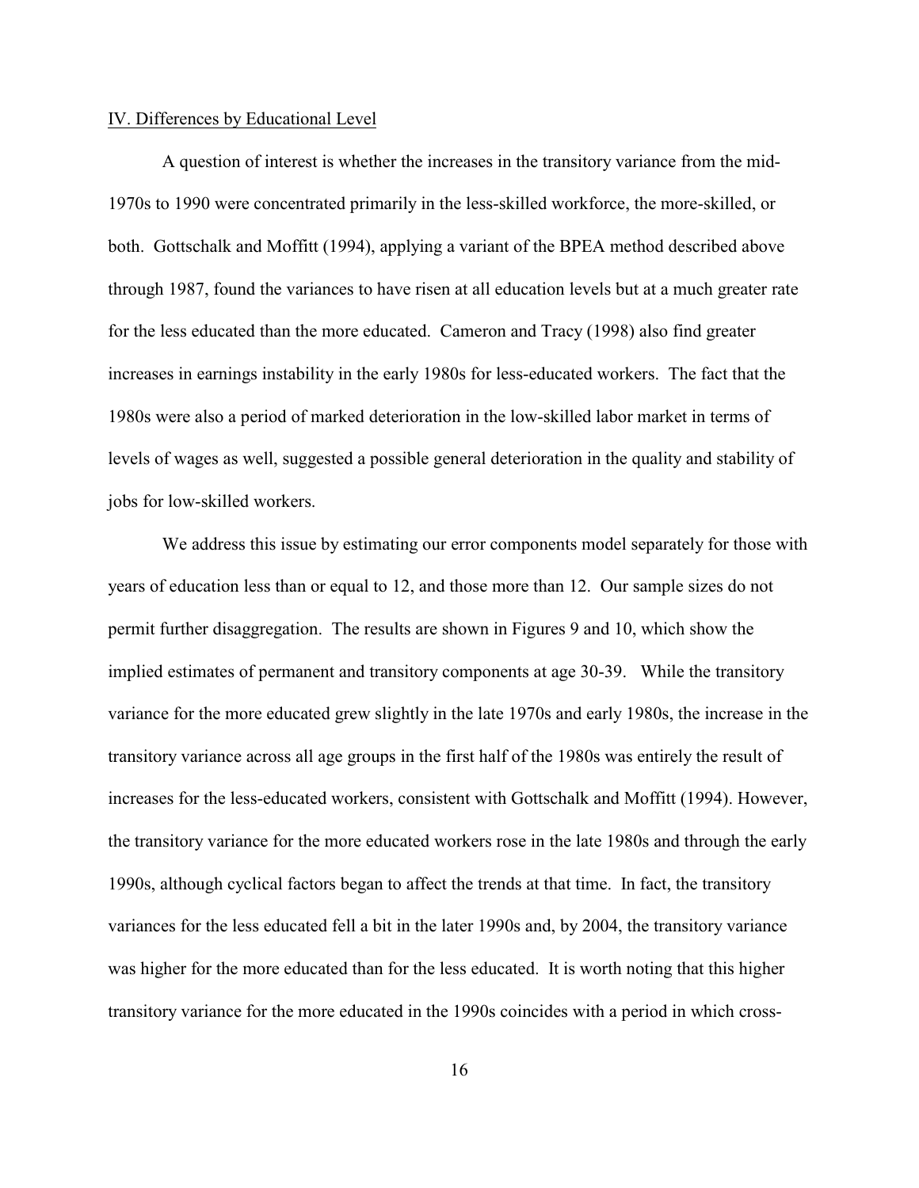## IV. Differences by Educational Level

A question of interest is whether the increases in the transitory variance from the mid-1970s to 1990 were concentrated primarily in the less-skilled workforce, the more-skilled, or both. Gottschalk and Moffitt (1994), applying a variant of the BPEA method described above through 1987, found the variances to have risen at all education levels but at a much greater rate for the less educated than the more educated. Cameron and Tracy (1998) also find greater increases in earnings instability in the early 1980s for less-educated workers. The fact that the 1980s were also a period of marked deterioration in the low-skilled labor market in terms of levels of wages as well, suggested a possible general deterioration in the quality and stability of jobs for low-skilled workers.

We address this issue by estimating our error components model separately for those with years of education less than or equal to 12, and those more than 12. Our sample sizes do not permit further disaggregation. The results are shown in Figures 9 and 10, which show the implied estimates of permanent and transitory components at age 30-39. While the transitory variance for the more educated grew slightly in the late 1970s and early 1980s, the increase in the transitory variance across all age groups in the first half of the 1980s was entirely the result of increases for the less-educated workers, consistent with Gottschalk and Moffitt (1994). However, the transitory variance for the more educated workers rose in the late 1980s and through the early 1990s, although cyclical factors began to affect the trends at that time. In fact, the transitory variances for the less educated fell a bit in the later 1990s and, by 2004, the transitory variance was higher for the more educated than for the less educated. It is worth noting that this higher transitory variance for the more educated in the 1990s coincides with a period in which cross-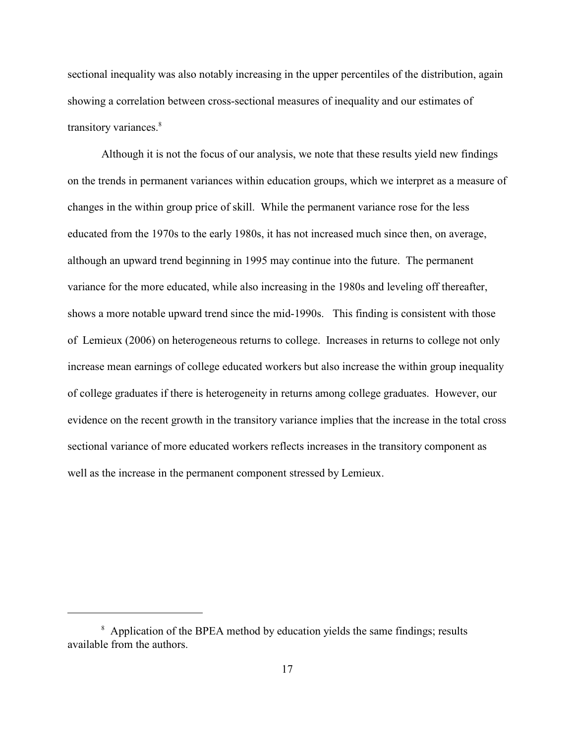sectional inequality was also notably increasing in the upper percentiles of the distribution, again showing a correlation between cross-sectional measures of inequality and our estimates of transitory variances.[8]

Although it is not the focus of our analysis, we note that these results yield new findings on the trends in permanent variances within education groups, which we interpret as a measure of changes in the within group price of skill. While the permanent variance rose for the less educated from the 1970s to the early 1980s, it has not increased much since then, on average, although an upward trend beginning in 1995 may continue into the future. The permanent variance for the more educated, while also increasing in the 1980s and leveling off thereafter, shows a more notable upward trend since the mid-1990s. This finding is consistent with those of Lemieux (2006) on heterogeneous returns to college. Increases in returns to college not only increase mean earnings of college educated workers but also increase the within group inequality of college graduates if there is heterogeneity in returns among college graduates. However, our evidence on the recent growth in the transitory variance implies that the increase in the total cross sectional variance of more educated workers reflects increases in the transitory component as well as the increase in the permanent component stressed by Lemieux.

---

[8] Application of the BPEA method by education yields the same findings; results available from the authors.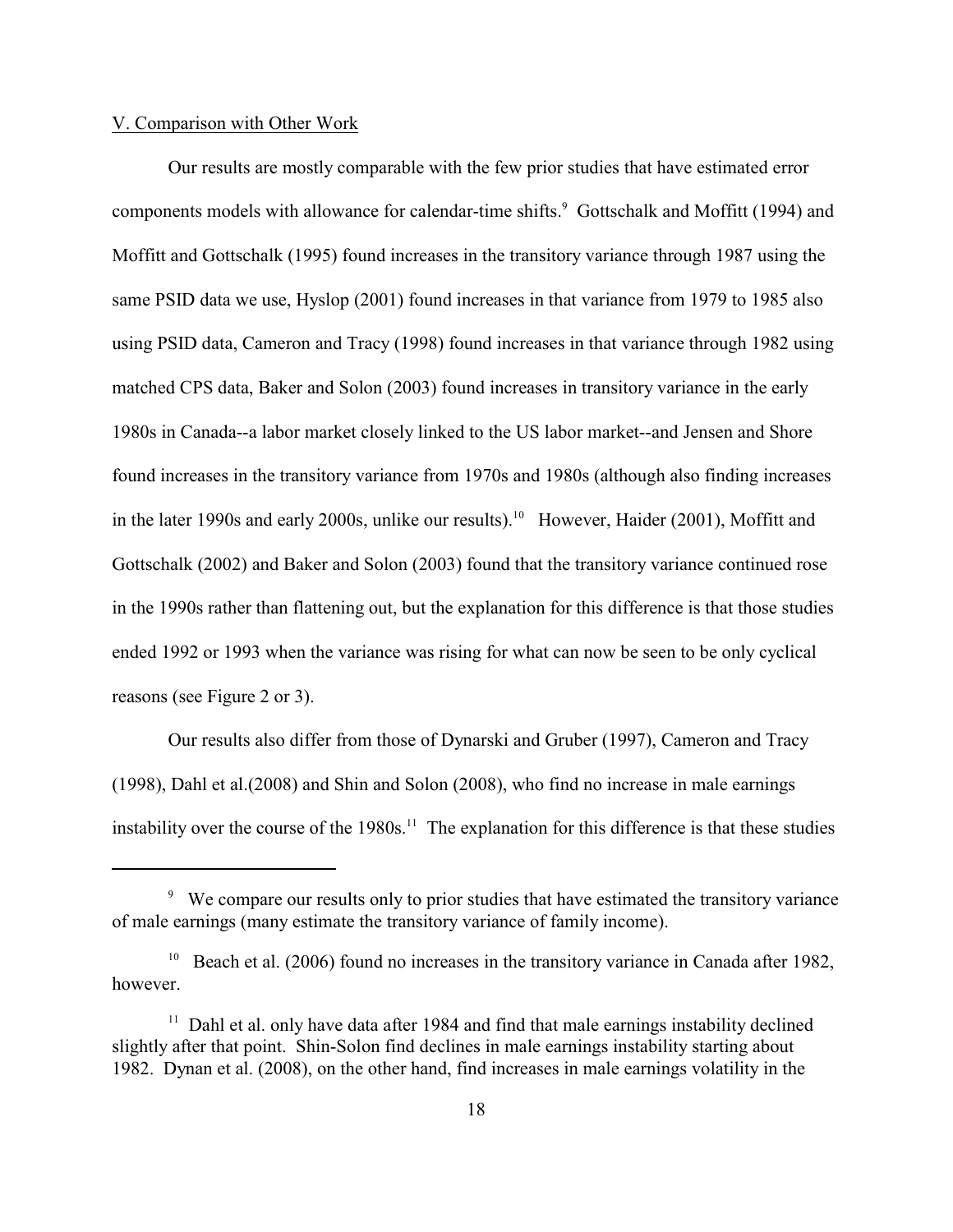V. Comparison with Other Work

Our results are mostly comparable with the few prior studies that have estimated error components models with allowance for calendar-time shifts.[9] Gottschalk and Moffitt (1994) and Moffitt and Gottschalk (1995) found increases in the transitory variance through 1987 using the same PSID data we use, Hyslop (2001) found increases in that variance from 1979 to 1985 also using PSID data, Cameron and Tracy (1998) found increases in that variance through 1982 using matched CPS data, Baker and Solon (2003) found increases in transitory variance in the early 1980s in Canada--a labor market closely linked to the US labor market--and Jensen and Shore found increases in the transitory variance from 1970s and 1980s (although also finding increases in the later 1990s and early 2000s, unlike our results).[10] However, Haider (2001), Moffitt and Gottschalk (2002) and Baker and Solon (2003) found that the transitory variance continued rose in the 1990s rather than flattening out, but the explanation for this difference is that those studies ended 1992 or 1993 when the variance was rising for what can now be seen to be only cyclical reasons (see Figure 2 or 3).

Our results also differ from those of Dynarski and Gruber (1997), Cameron and Tracy (1998), Dahl et al.(2008) and Shin and Solon (2008), who find no increase in male earnings instability over the course of the 1980s.[11] The explanation for this difference is that these studies

---

[9] We compare our results only to prior studies that have estimated the transitory variance of male earnings (many estimate the transitory variance of family income).

[10] Beach et al. (2006) found no increases in the transitory variance in Canada after 1982, however.

[11] Dahl et al. only have data after 1984 and find that male earnings instability declined slightly after that point. Shin-Solon find declines in male earnings instability starting about 1982. Dynan et al. (2008), on the other hand, find increases in male earnings volatility in the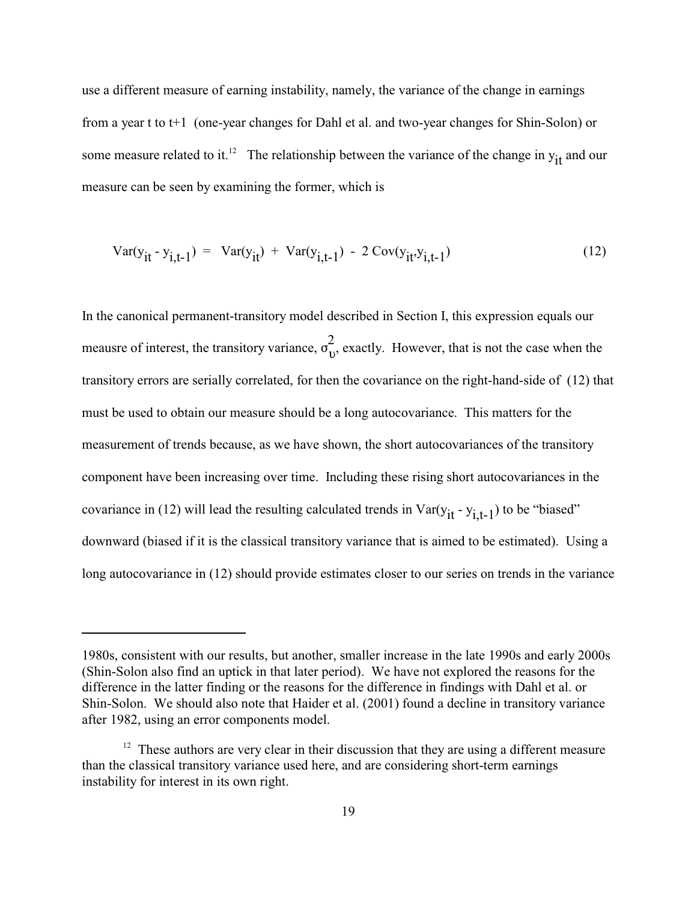use a different measure of earning instability, namely, the variance of the change in earnings from a year t to t+1 (one-year changes for Dahl et al. and two-year changes for Shin-Solon) or some measure related to it.[12] The relationship between the variance of the change in $y_{it}$ and our measure can be seen by examining the former, which is

$$\text{Var}(y_{it} - y_{i,t-1}) = \text{Var}(y_{it}) + \text{Var}(y_{i,t-1}) - 2\,\text{Cov}(y_{it}, y_{i,t-1}) \tag{12}$$

In the canonical permanent-transitory model described in Section I, this expression equals our meausre of interest, the transitory variance, $\sigma_{\upsilon}^{2}$, exactly. However, that is not the case when the transitory errors are serially correlated, for then the covariance on the right-hand-side of (12) that must be used to obtain our measure should be a long autocovariance. This matters for the measurement of trends because, as we have shown, the short autocovariances of the transitory component have been increasing over time. Including these rising short autocovariances in the covariance in (12) will lead the resulting calculated trends in $\text{Var}(y_{it} - y_{i,t-1})$ to be "biased" downward (biased if it is the classical transitory variance that is aimed to be estimated). Using a long autocovariance in (12) should provide estimates closer to our series on trends in the variance

---

1980s, consistent with our results, but another, smaller increase in the late 1990s and early 2000s (Shin-Solon also find an uptick in that later period). We have not explored the reasons for the difference in the latter finding or the reasons for the difference in findings with Dahl et al. or Shin-Solon. We should also note that Haider et al. (2001) found a decline in transitory variance after 1982, using an error components model.

[12] These authors are very clear in their discussion that they are using a different measure than the classical transitory variance used here, and are considering short-term earnings instability for interest in its own right.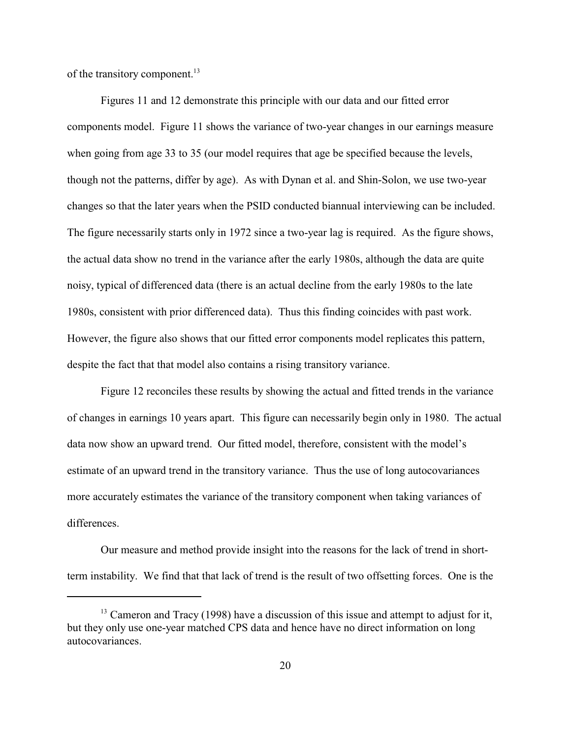of the transitory component.[13]

Figures 11 and 12 demonstrate this principle with our data and our fitted error components model. Figure 11 shows the variance of two-year changes in our earnings measure when going from age 33 to 35 (our model requires that age be specified because the levels, though not the patterns, differ by age). As with Dynan et al. and Shin-Solon, we use two-year changes so that the later years when the PSID conducted biannual interviewing can be included. The figure necessarily starts only in 1972 since a two-year lag is required. As the figure shows, the actual data show no trend in the variance after the early 1980s, although the data are quite noisy, typical of differenced data (there is an actual decline from the early 1980s to the late 1980s, consistent with prior differenced data). Thus this finding coincides with past work. However, the figure also shows that our fitted error components model replicates this pattern, despite the fact that that model also contains a rising transitory variance.

Figure 12 reconciles these results by showing the actual and fitted trends in the variance of changes in earnings 10 years apart. This figure can necessarily begin only in 1980. The actual data now show an upward trend. Our fitted model, therefore, consistent with the model's estimate of an upward trend in the transitory variance. Thus the use of long autocovariances more accurately estimates the variance of the transitory component when taking variances of differences.

Our measure and method provide insight into the reasons for the lack of trend in short-term instability. We find that that lack of trend is the result of two offsetting forces. One is the

---

[13] Cameron and Tracy (1998) have a discussion of this issue and attempt to adjust for it, but they only use one-year matched CPS data and hence have no direct information on long autocovariances.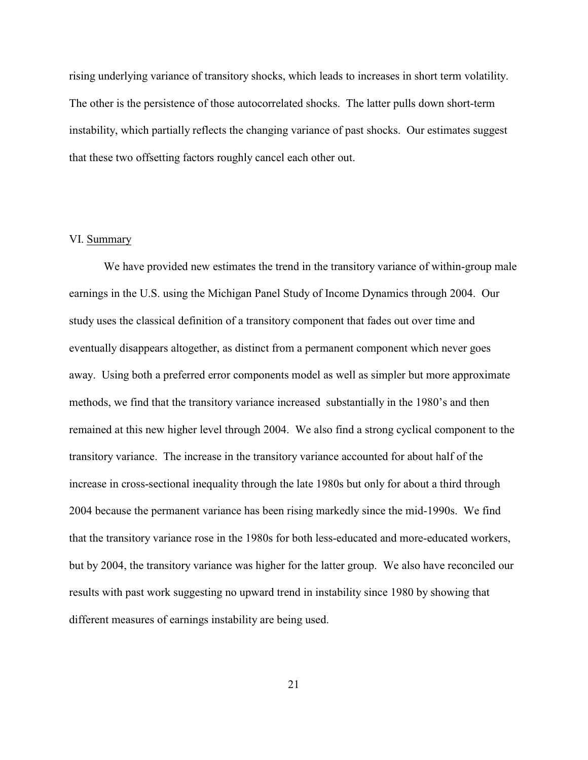rising underlying variance of transitory shocks, which leads to increases in short term volatility. The other is the persistence of those autocorrelated shocks. The latter pulls down short-term instability, which partially reflects the changing variance of past shocks. Our estimates suggest that these two offsetting factors roughly cancel each other out.

## VI. Summary

We have provided new estimates the trend in the transitory variance of within-group male earnings in the U.S. using the Michigan Panel Study of Income Dynamics through 2004. Our study uses the classical definition of a transitory component that fades out over time and eventually disappears altogether, as distinct from a permanent component which never goes away. Using both a preferred error components model as well as simpler but more approximate methods, we find that the transitory variance increased substantially in the 1980's and then remained at this new higher level through 2004. We also find a strong cyclical component to the transitory variance. The increase in the transitory variance accounted for about half of the increase in cross-sectional inequality through the late 1980s but only for about a third through 2004 because the permanent variance has been rising markedly since the mid-1990s. We find that the transitory variance rose in the 1980s for both less-educated and more-educated workers, but by 2004, the transitory variance was higher for the latter group. We also have reconciled our results with past work suggesting no upward trend in instability since 1980 by showing that different measures of earnings instability are being used.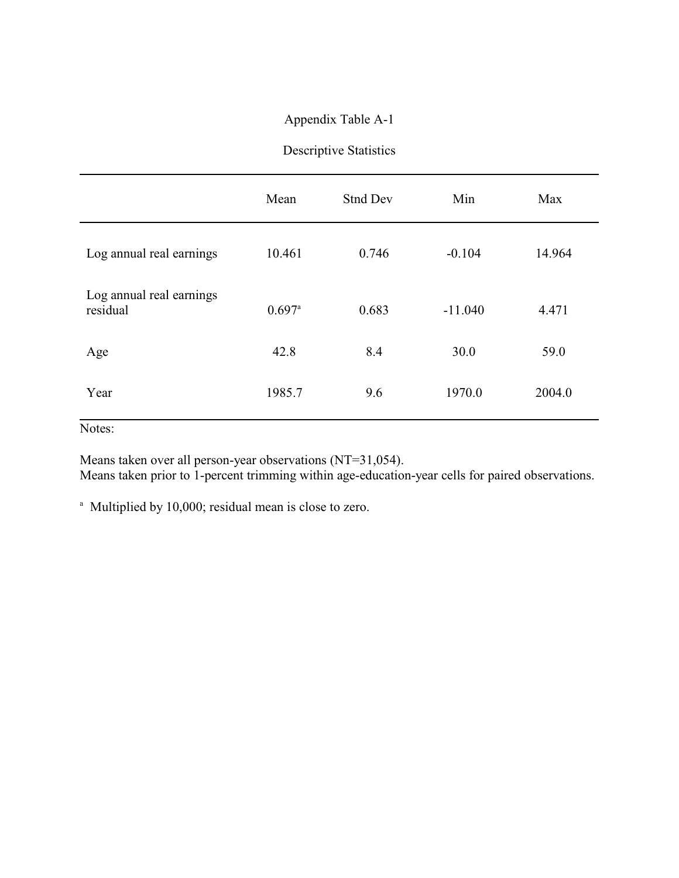Appendix Table A-1

Descriptive Statistics

| | Mean | Stnd Dev | Min | Max |
|---|---|---|---|---|
| Log annual real earnings | 10.461 | 0.746 | -0.104 | 14.964 |
| Log annual real earnings residual | 0.697[a] | 0.683 | -11.040 | 4.471 |
| Age | 42.8 | 8.4 | 30.0 | 59.0 |
| Year | 1985.7 | 9.6 | 1970.0 | 2004.0 |

Notes:

Means taken over all person-year observations (NT=31,054).
Means taken prior to 1-percent trimming within age-education-year cells for paired observations.

[a] Multiplied by 10,000; residual mean is close to zero.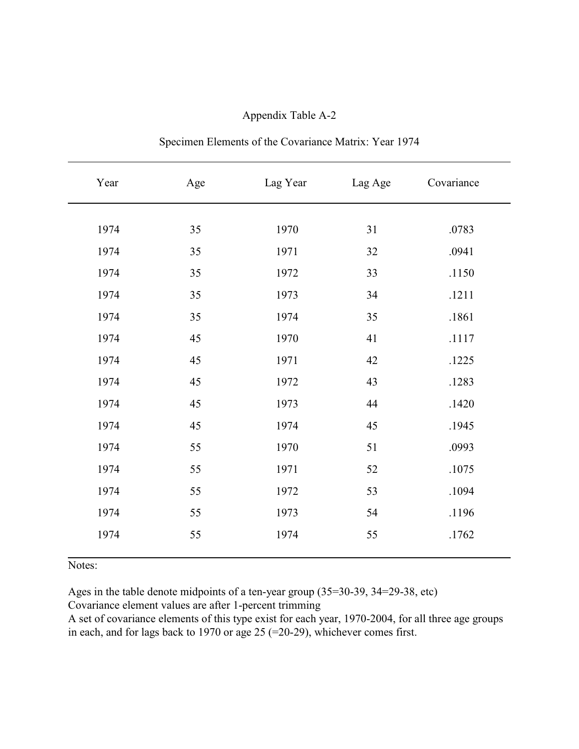Appendix Table A-2

Specimen Elements of the Covariance Matrix: Year 1974

| Year | Age | Lag Year | Lag Age | Covariance |
|---|---|---|---|---|
| 1974 | 35 | 1970 | 31 | .0783 |
| 1974 | 35 | 1971 | 32 | .0941 |
| 1974 | 35 | 1972 | 33 | .1150 |
| 1974 | 35 | 1973 | 34 | .1211 |
| 1974 | 35 | 1974 | 35 | .1861 |
| 1974 | 45 | 1970 | 41 | .1117 |
| 1974 | 45 | 1971 | 42 | .1225 |
| 1974 | 45 | 1972 | 43 | .1283 |
| 1974 | 45 | 1973 | 44 | .1420 |
| 1974 | 45 | 1974 | 45 | .1945 |
| 1974 | 55 | 1970 | 51 | .0993 |
| 1974 | 55 | 1971 | 52 | .1075 |
| 1974 | 55 | 1972 | 53 | .1094 |
| 1974 | 55 | 1973 | 54 | .1196 |
| 1974 | 55 | 1974 | 55 | .1762 |

Notes:

Ages in the table denote midpoints of a ten-year group (35=30-39, 34=29-38, etc)
Covariance element values are after 1-percent trimming
A set of covariance elements of this type exist for each year, 1970-2004, for all three age groups in each, and for lags back to 1970 or age 25 (=20-29), whichever comes first.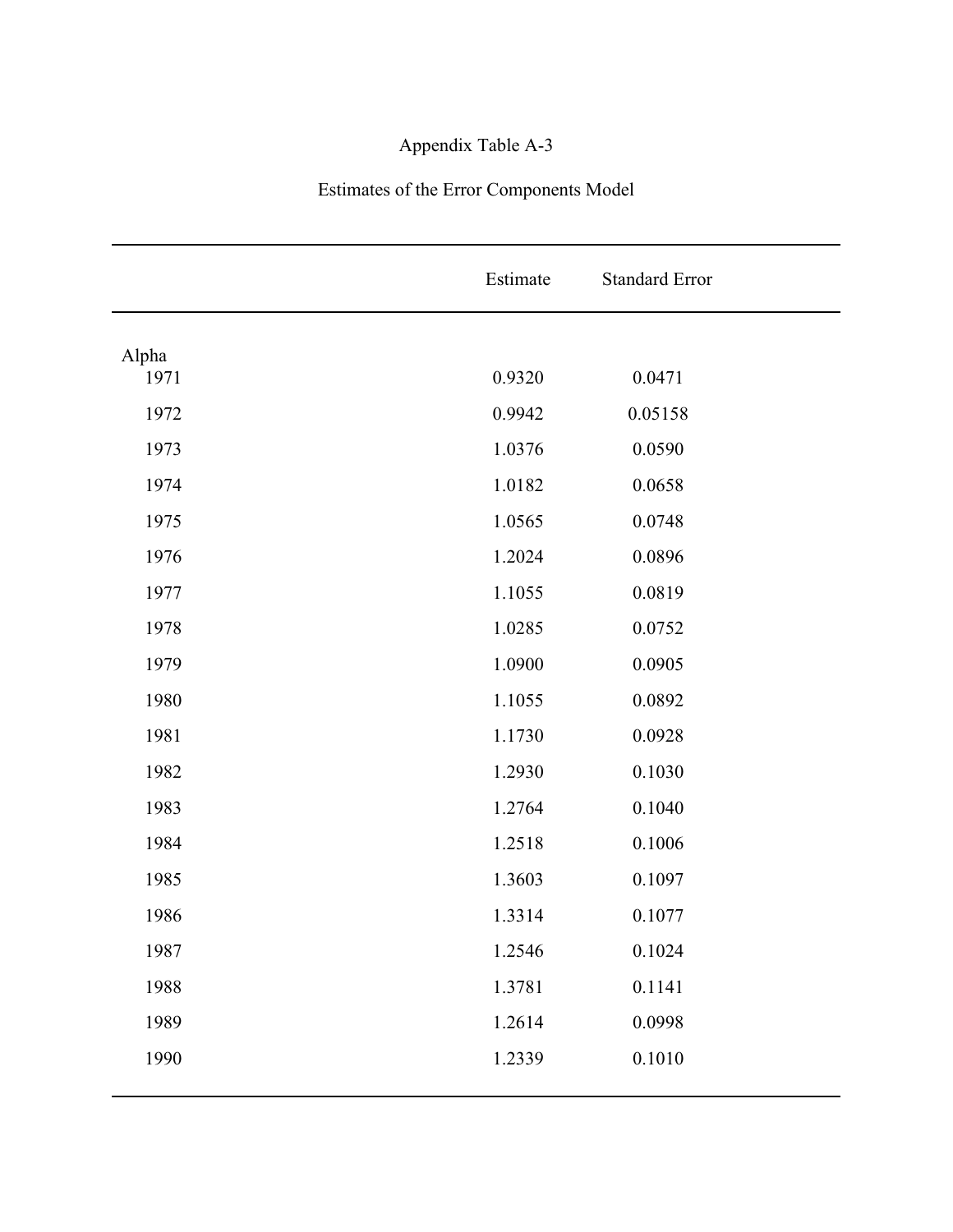Appendix Table A-3

Estimates of the Error Components Model

| | Estimate | Standard Error |
|---|---|---|
| Alpha | | |
| 1971 | 0.9320 | 0.0471 |
| 1972 | 0.9942 | 0.05158 |
| 1973 | 1.0376 | 0.0590 |
| 1974 | 1.0182 | 0.0658 |
| 1975 | 1.0565 | 0.0748 |
| 1976 | 1.2024 | 0.0896 |
| 1977 | 1.1055 | 0.0819 |
| 1978 | 1.0285 | 0.0752 |
| 1979 | 1.0900 | 0.0905 |
| 1980 | 1.1055 | 0.0892 |
| 1981 | 1.1730 | 0.0928 |
| 1982 | 1.2930 | 0.1030 |
| 1983 | 1.2764 | 0.1040 |
| 1984 | 1.2518 | 0.1006 |
| 1985 | 1.3603 | 0.1097 |
| 1986 | 1.3314 | 0.1077 |
| 1987 | 1.2546 | 0.1024 |
| 1988 | 1.3781 | 0.1141 |
| 1989 | 1.2614 | 0.0998 |
| 1990 | 1.2339 | 0.1010 |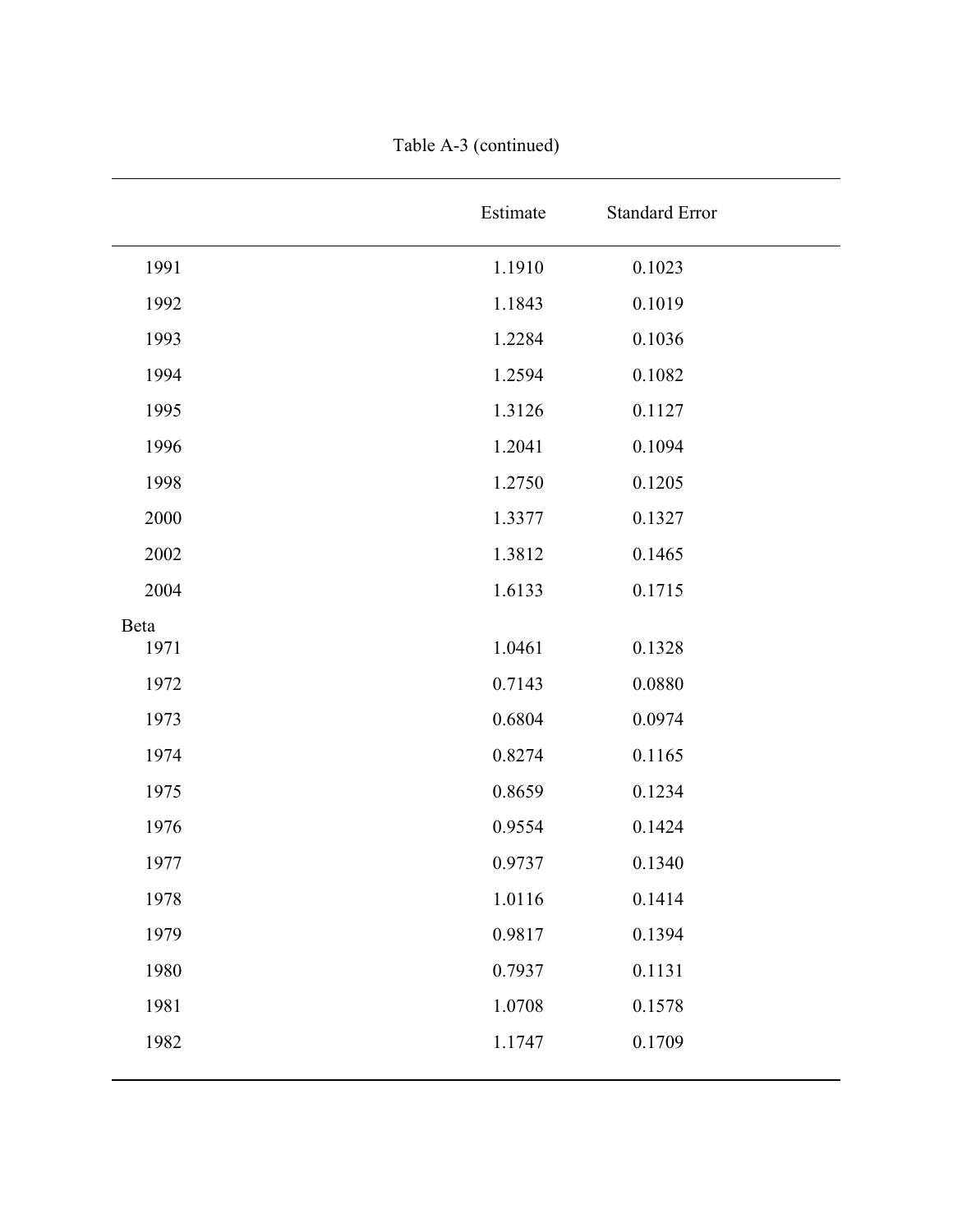Table A-3 (continued)

| | Estimate | Standard Error |
|---|---|---|
| 1991 | 1.1910 | 0.1023 |
| 1992 | 1.1843 | 0.1019 |
| 1993 | 1.2284 | 0.1036 |
| 1994 | 1.2594 | 0.1082 |
| 1995 | 1.3126 | 0.1127 |
| 1996 | 1.2041 | 0.1094 |
| 1998 | 1.2750 | 0.1205 |
| 2000 | 1.3377 | 0.1327 |
| 2002 | 1.3812 | 0.1465 |
| 2004 | 1.6133 | 0.1715 |
| Beta | | |
| 1971 | 1.0461 | 0.1328 |
| 1972 | 0.7143 | 0.0880 |
| 1973 | 0.6804 | 0.0974 |
| 1974 | 0.8274 | 0.1165 |
| 1975 | 0.8659 | 0.1234 |
| 1976 | 0.9554 | 0.1424 |
| 1977 | 0.9737 | 0.1340 |
| 1978 | 1.0116 | 0.1414 |
| 1979 | 0.9817 | 0.1394 |
| 1980 | 0.7937 | 0.1131 |
| 1981 | 1.0708 | 0.1578 |
| 1982 | 1.1747 | 0.1709 |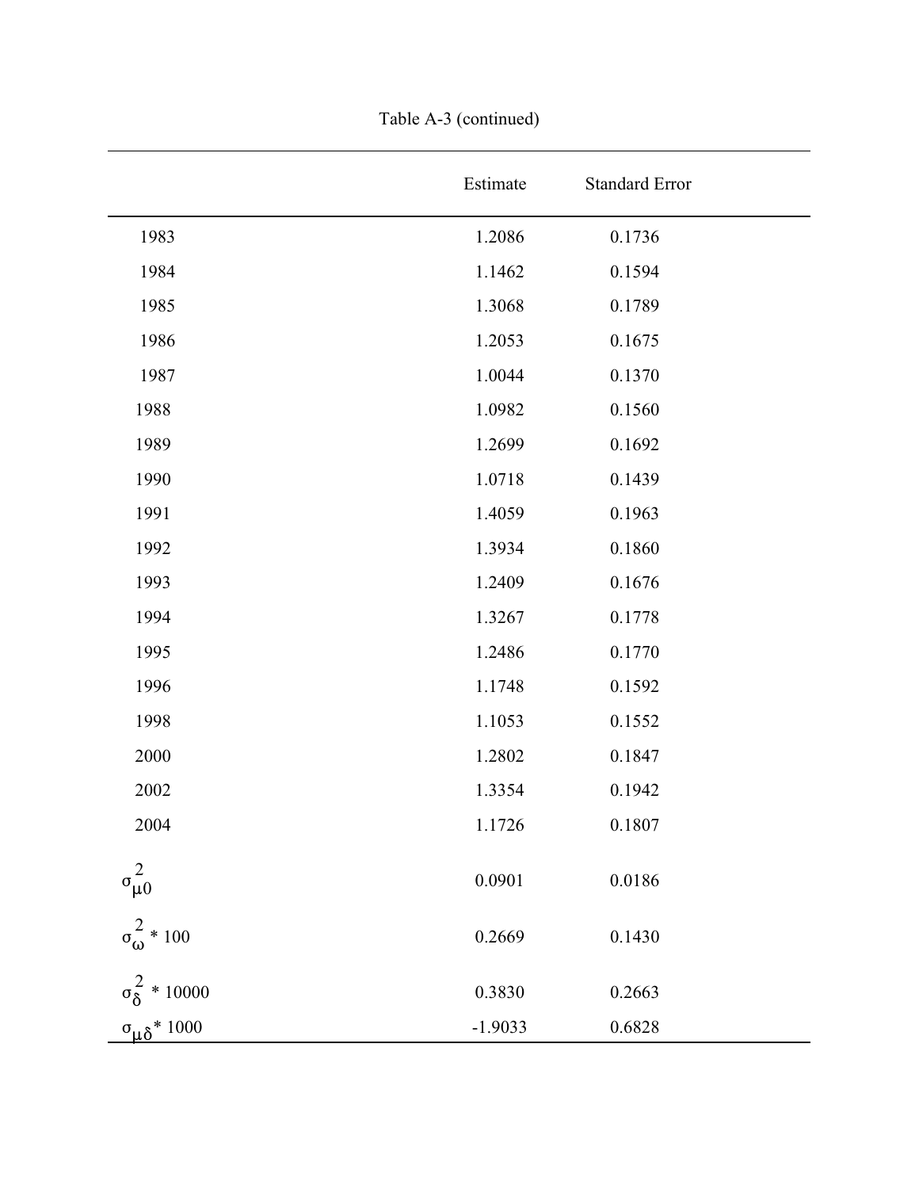Table A-3 (continued)

| | Estimate | Standard Error |
|---|---|---|
| 1983 | 1.2086 | 0.1736 |
| 1984 | 1.1462 | 0.1594 |
| 1985 | 1.3068 | 0.1789 |
| 1986 | 1.2053 | 0.1675 |
| 1987 | 1.0044 | 0.1370 |
| 1988 | 1.0982 | 0.1560 |
| 1989 | 1.2699 | 0.1692 |
| 1990 | 1.0718 | 0.1439 |
| 1991 | 1.4059 | 0.1963 |
| 1992 | 1.3934 | 0.1860 |
| 1993 | 1.2409 | 0.1676 |
| 1994 | 1.3267 | 0.1778 |
| 1995 | 1.2486 | 0.1770 |
| 1996 | 1.1748 | 0.1592 |
| 1998 | 1.1053 | 0.1552 |
| 2000 | 1.2802 | 0.1847 |
| 2002 | 1.3354 | 0.1942 |
| 2004 | 1.1726 | 0.1807 |
| $\sigma^2_{\mu 0}$ | 0.0901 | 0.0186 |
| $\sigma^2_{\omega}$ * 100 | 0.2669 | 0.1430 |
| $\sigma^2_{\delta}$ * 10000 | 0.3830 | 0.2663 |
| $\sigma_{\mu\delta}$ * 1000 | -1.9033 | 0.6828 |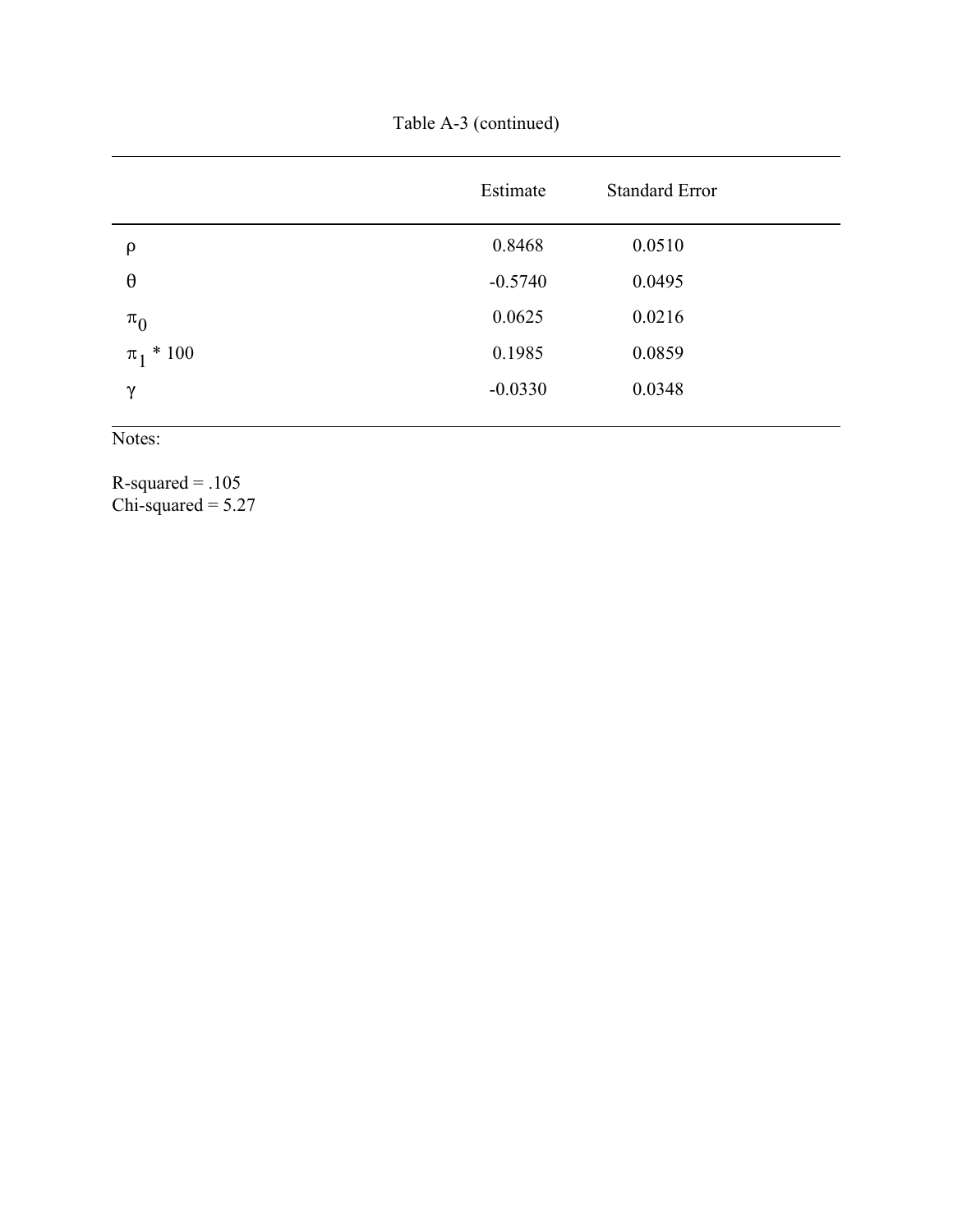Table A-3 (continued)

| | Estimate | Standard Error |
|---|---|---|
| $\rho$ | 0.8468 | 0.0510 |
| $\theta$ | -0.5740 | 0.0495 |
| $\pi_0$ | 0.0625 | 0.0216 |
| $\pi_1$ * 100 | 0.1985 | 0.0859 |
| $\gamma$ | -0.0330 | 0.0348 |

Notes:

R-squared = .105
Chi-squared = 5.27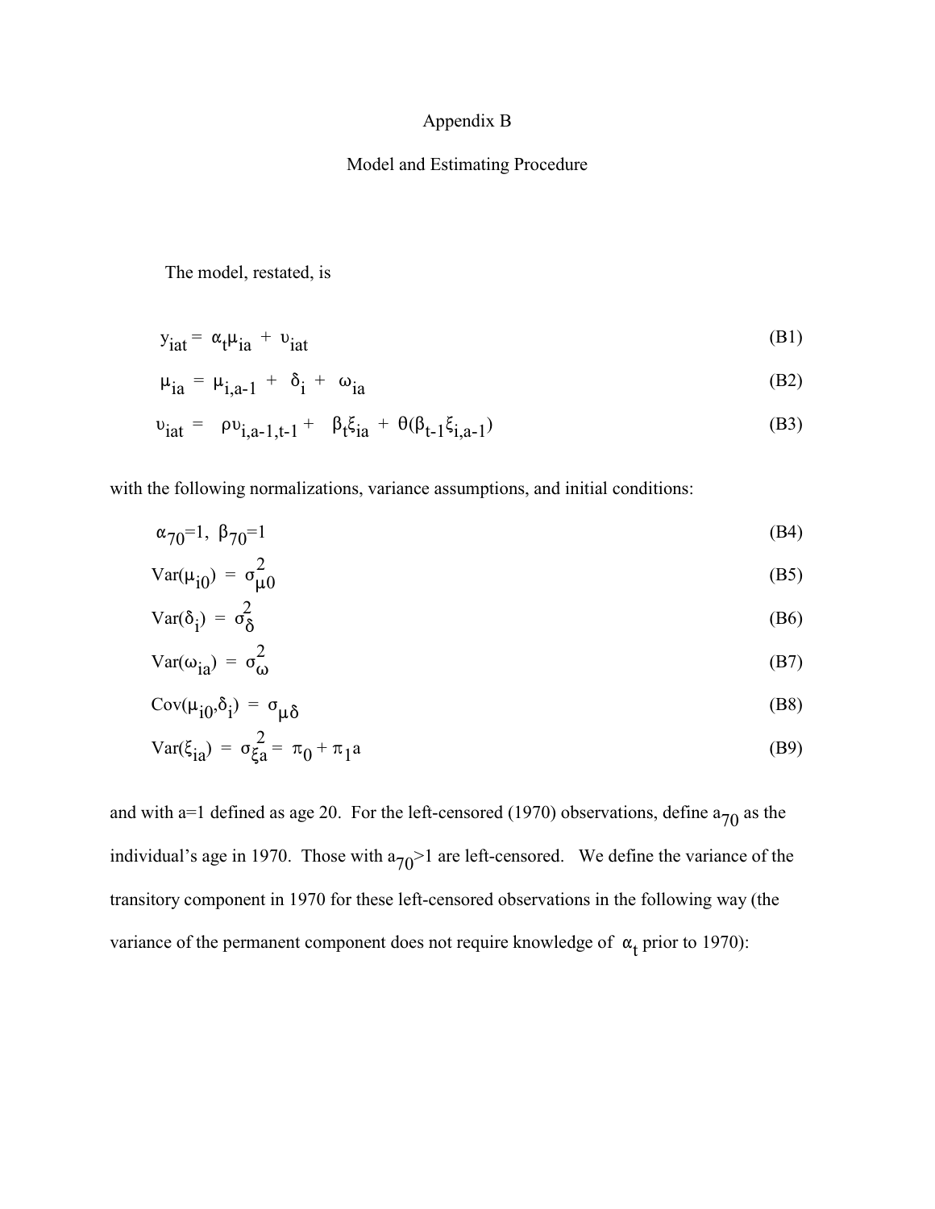# Appendix B

## Model and Estimating Procedure

The model, restated, is

$$y_{iat} = \alpha_t \mu_{ia} + \upsilon_{iat} \tag{B1}$$

$$\mu_{ia} = \mu_{i,a-1} + \delta_i + \omega_{ia} \tag{B2}$$

$$\upsilon_{iat} = \rho \upsilon_{i,a-1,t-1} + \beta_t \xi_{ia} + \theta(\beta_{t-1}\xi_{i,a-1}) \tag{B3}$$

with the following normalizations, variance assumptions, and initial conditions:

$$\alpha_{70}=1, \ \beta_{70}=1 \tag{B4}$$

$$\text{Var}(\mu_{i0}) = \sigma^2_{\mu 0} \tag{B5}$$

$$\text{Var}(\delta_i) = \sigma^2_{\delta} \tag{B6}$$

$$\text{Var}(\omega_{ia}) = \sigma^2_{\omega} \tag{B7}$$

$$\text{Cov}(\mu_{i0},\delta_i) = \sigma_{\mu\delta} \tag{B8}$$

$$\text{Var}(\xi_{ia}) = \sigma^2_{\xi a} = \pi_0 + \pi_1 a \tag{B9}$$

and with a=1 defined as age 20. For the left-censored (1970) observations, define $a_{70}$ as the individual's age in 1970. Those with $a_{70}>1$ are left-censored. We define the variance of the transitory component in 1970 for these left-censored observations in the following way (the variance of the permanent component does not require knowledge of $\alpha_t$ prior to 1970):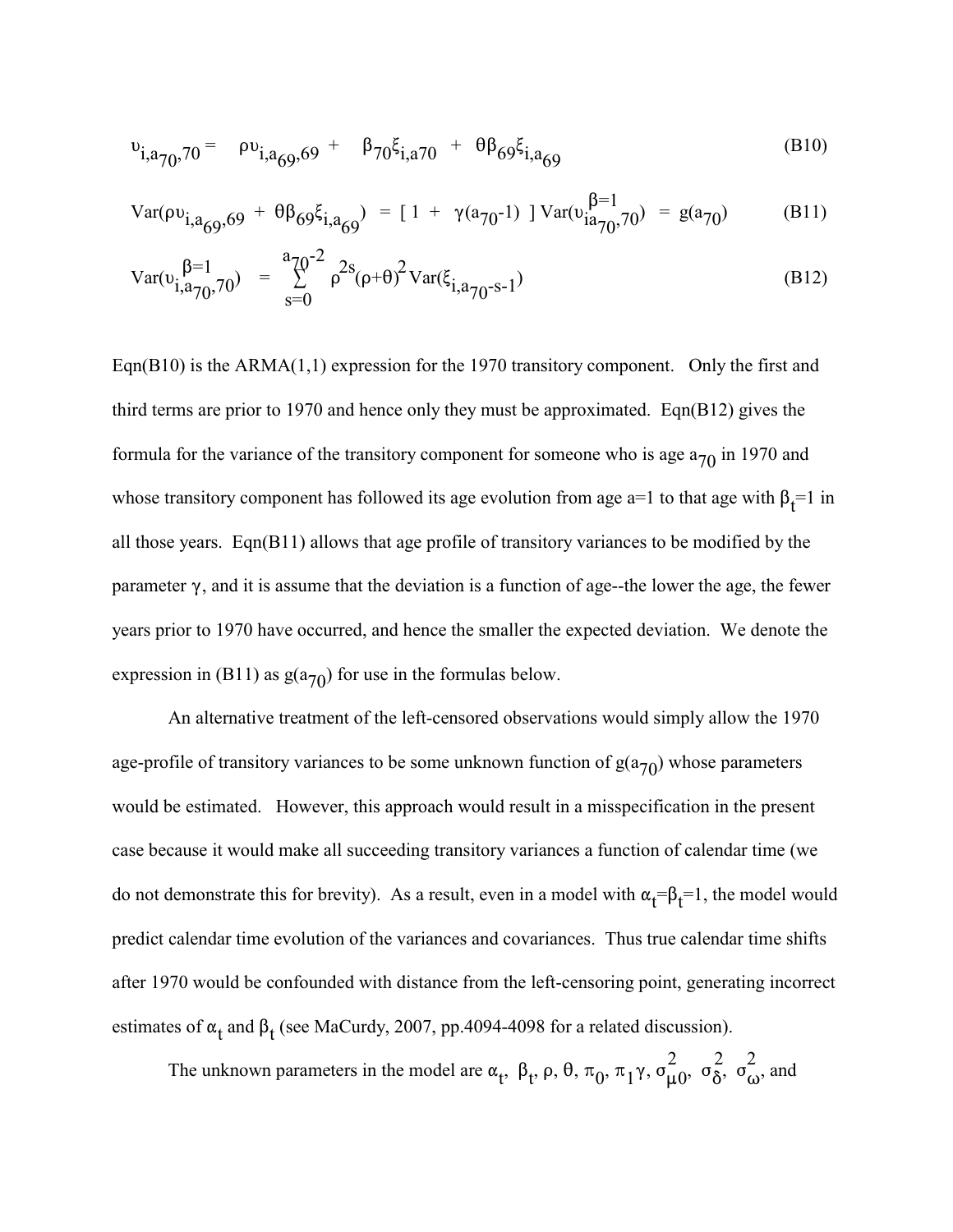$$\upsilon_{i,a_{70},70} = \rho\upsilon_{i,a_{69},69} + \beta_{70}\xi_{i,a70} + \theta\beta_{69}\xi_{i,a_{69}} \tag{B10}$$

$$\text{Var}(\rho\upsilon_{i,a_{69},69} + \theta\beta_{69}\xi_{i,a_{69}}) = [\,1 + \gamma(a_{70}\text{-}1)\,]\,\text{Var}(\upsilon^{\beta=1}_{ia_{70},70}) = g(a_{70}) \tag{B11}$$

$$\text{Var}(\upsilon^{\beta=1}_{i,a_{70},70}) = \sum_{s=0}^{a_{70}-2} \rho^{2s}(\rho+\theta)^2\,\text{Var}(\xi_{i,a_{70}-s-1}) \tag{B12}$$

Eqn(B10) is the ARMA(1,1) expression for the 1970 transitory component. Only the first and third terms are prior to 1970 and hence only they must be approximated. Eqn(B12) gives the formula for the variance of the transitory component for someone who is age $a_{70}$ in 1970 and whose transitory component has followed its age evolution from age a=1 to that age with $\beta_t$=1 in all those years. Eqn(B11) allows that age profile of transitory variances to be modified by the parameter $\gamma$, and it is assume that the deviation is a function of age--the lower the age, the fewer years prior to 1970 have occurred, and hence the smaller the expected deviation. We denote the expression in (B11) as $g(a_{70})$ for use in the formulas below.

An alternative treatment of the left-censored observations would simply allow the 1970 age-profile of transitory variances to be some unknown function of $g(a_{70})$ whose parameters would be estimated. However, this approach would result in a misspecification in the present case because it would make all succeeding transitory variances a function of calendar time (we do not demonstrate this for brevity). As a result, even in a model with $\alpha_t$=$\beta_t$=1, the model would predict calendar time evolution of the variances and covariances. Thus true calendar time shifts after 1970 would be confounded with distance from the left-censoring point, generating incorrect estimates of $\alpha_t$ and $\beta_t$ (see MaCurdy, 2007, pp.4094-4098 for a related discussion).

The unknown parameters in the model are $\alpha_t$, $\beta_t$, $\rho$, $\theta$, $\pi_0$, $\pi_1\gamma$, $\sigma^2_{\mu 0}$, $\sigma^2_{\delta}$, $\sigma^2_{\omega}$, and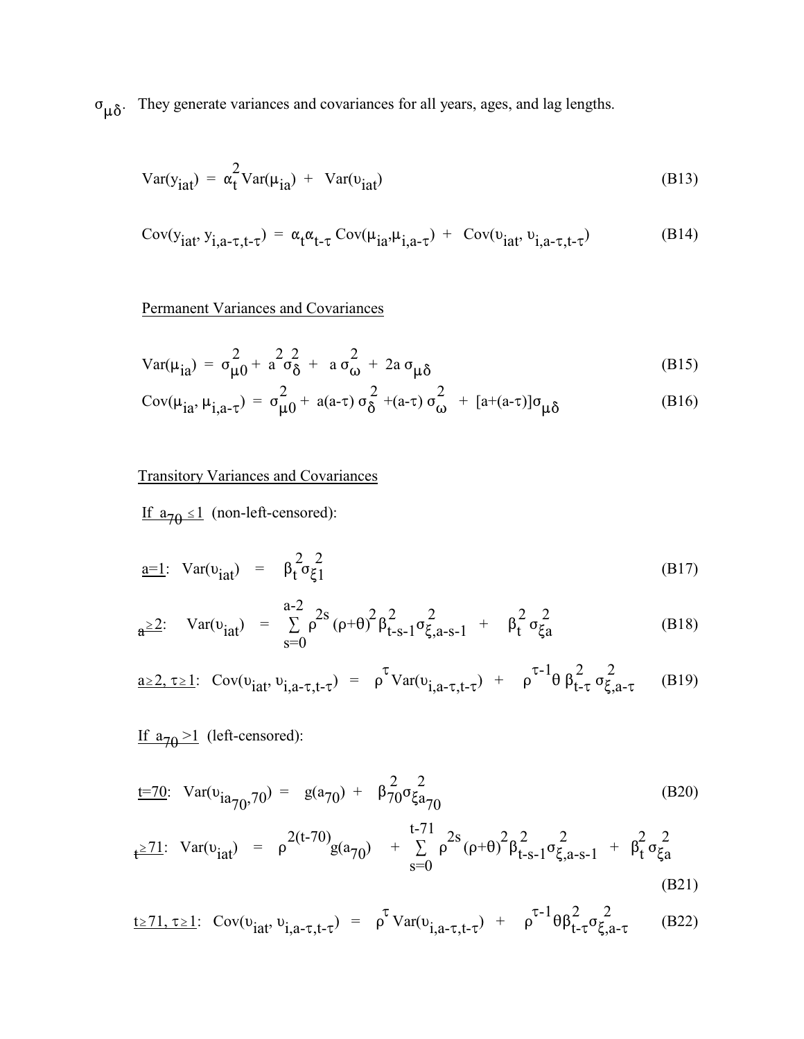$\sigma_{\mu\delta}$. They generate variances and covariances for all years, ages, and lag lengths.

$$\text{Var}(y_{iat}) = \alpha_t^2 \text{Var}(\mu_{ia}) + \text{Var}(\upsilon_{iat}) \tag{B13}$$

$$\text{Cov}(y_{iat}, y_{i,a-\tau,t-\tau}) = \alpha_t \alpha_{t-\tau} \text{Cov}(\mu_{ia}, \mu_{i,a-\tau}) + \text{Cov}(\upsilon_{iat}, \upsilon_{i,a-\tau,t-\tau}) \tag{B14}$$

Permanent Variances and Covariances

$$\text{Var}(\mu_{ia}) = \sigma_{\mu 0}^2 + a^2 \sigma_\delta^2 + a\,\sigma_\omega^2 + 2a\,\sigma_{\mu\delta} \tag{B15}$$

$$\text{Cov}(\mu_{ia}, \mu_{i,a-\tau}) = \sigma_{\mu 0}^2 + a(a-\tau)\,\sigma_\delta^2 + (a-\tau)\,\sigma_\omega^2 + [a+(a-\tau)]\sigma_{\mu\delta} \tag{B16}$$

Transitory Variances and Covariances

If $a_{70} \leq 1$ (non-left-censored):

$$\underline{a=1}: \quad \text{Var}(\upsilon_{iat}) = \beta_t^2 \sigma_{\xi 1}^2 \tag{B17}$$

$$\underline{a \geq 2}: \quad \text{Var}(\upsilon_{iat}) = \sum_{s=0}^{a-2} \rho^{2s} (\rho+\theta)^2 \beta_{t-s-1}^2 \sigma_{\xi,a-s-1}^2 + \beta_t^2 \sigma_{\xi a}^2 \tag{B18}$$

$$\underline{a \geq 2,\ \tau \geq 1}: \quad \text{Cov}(\upsilon_{iat}, \upsilon_{i,a-\tau,t-\tau}) = \rho^\tau \text{Var}(\upsilon_{i,a-\tau,t-\tau}) + \rho^{\tau-1}\theta\, \beta_{t-\tau}^2 \sigma_{\xi,a-\tau}^2 \tag{B19}$$

If $a_{70} > 1$ (left-censored):

$$\underline{t=70}: \quad \text{Var}(\upsilon_{ia_{70},70}) = g(a_{70}) + \beta_{70}^2 \sigma_{\xi a_{70}}^2 \tag{B20}$$

$$\underline{t \geq 71}: \quad \text{Var}(\upsilon_{iat}) = \rho^{2(t-70)} g(a_{70}) + \sum_{s=0}^{t-71} \rho^{2s} (\rho+\theta)^2 \beta_{t-s-1}^2 \sigma_{\xi,a-s-1}^2 + \beta_t^2 \sigma_{\xi a}^2 \tag{B21}$$

$$\underline{t \geq 71,\ \tau \geq 1}: \quad \text{Cov}(\upsilon_{iat}, \upsilon_{i,a-\tau,t-\tau}) = \rho^\tau \text{Var}(\upsilon_{i,a-\tau,t-\tau}) + \rho^{\tau-1}\theta \beta_{t-\tau}^2 \sigma_{\xi,a-\tau}^2 \tag{B22}$$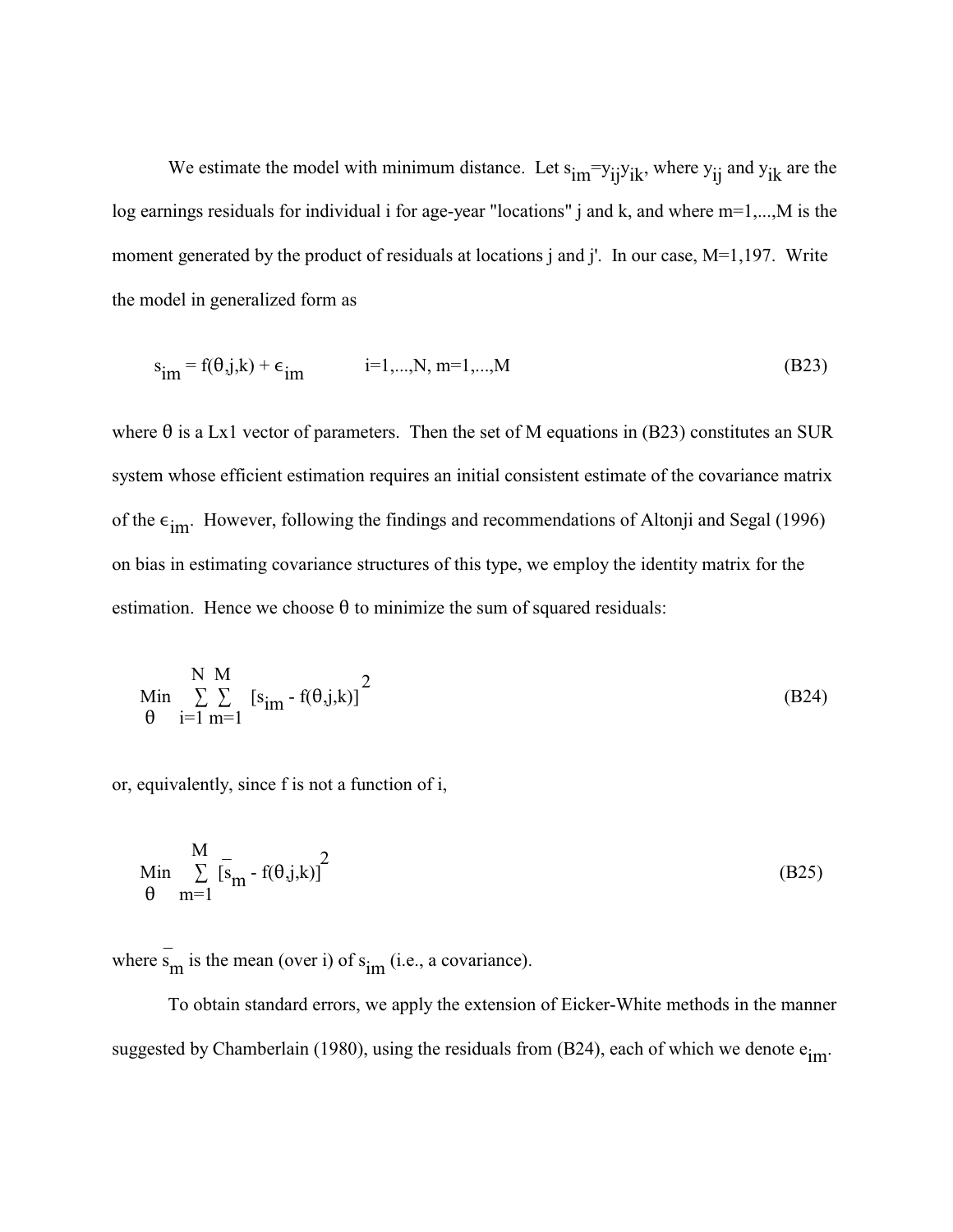We estimate the model with minimum distance. Let $s_{im}=y_{ij}y_{ik}$, where $y_{ij}$ and $y_{ik}$ are the log earnings residuals for individual i for age-year "locations" j and k, and where m=1,...,M is the moment generated by the product of residuals at locations j and j'. In our case, M=1,197. Write the model in generalized form as

$$s_{im} = f(\theta,j,k) + \epsilon_{im} \qquad i=1,...,N,\ m=1,...,M \tag{B23}$$

where $\theta$ is a Lx1 vector of parameters. Then the set of M equations in (B23) constitutes an SUR system whose efficient estimation requires an initial consistent estimate of the covariance matrix of the $\epsilon_{im}$. However, following the findings and recommendations of Altonji and Segal (1996) on bias in estimating covariance structures of this type, we employ the identity matrix for the estimation. Hence we choose $\theta$ to minimize the sum of squared residuals:

$$\underset{\theta}{\text{Min}} \sum_{i=1}^{N} \sum_{m=1}^{M} [s_{im} - f(\theta,j,k)]^2 \tag{B24}$$

or, equivalently, since f is not a function of i,

$$\underset{\theta}{\text{Min}} \sum_{m=1}^{M} [\bar{s}_m - f(\theta,j,k)]^2 \tag{B25}$$

where $\bar{s}_m$ is the mean (over i) of $s_{im}$ (i.e., a covariance).

To obtain standard errors, we apply the extension of Eicker-White methods in the manner suggested by Chamberlain (1980), using the residuals from (B24), each of which we denote $e_{im}$.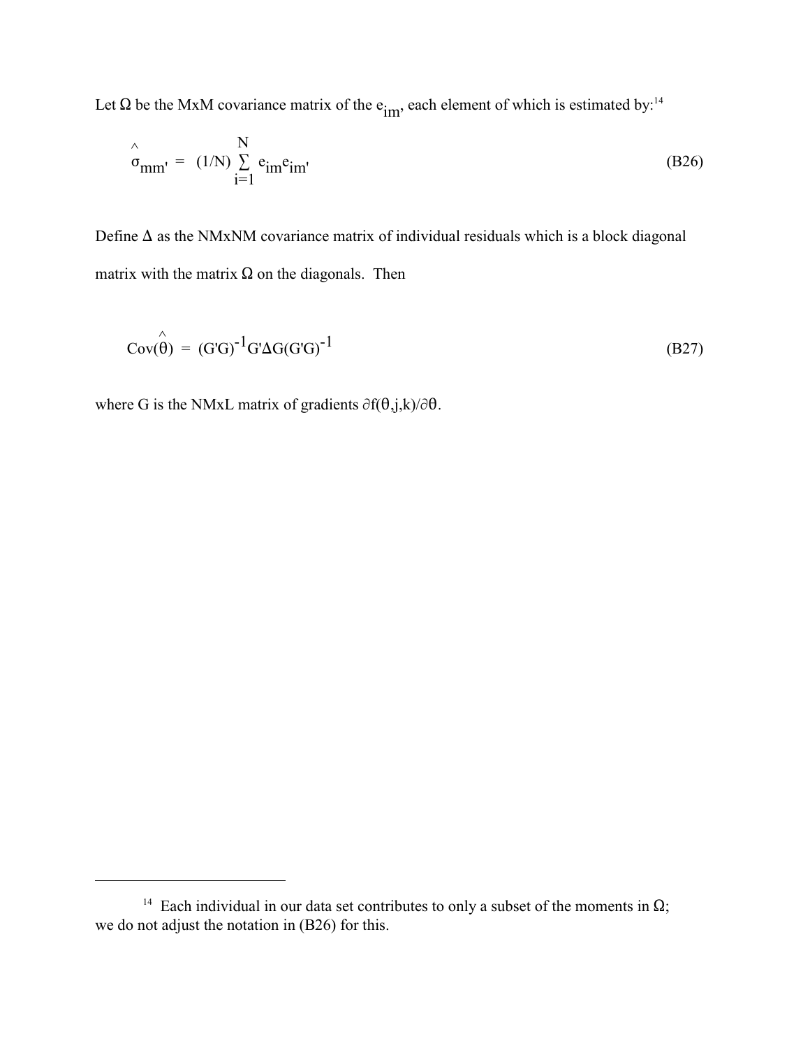Let $\Omega$ be the MxM covariance matrix of the $e_{im}$, each element of which is estimated by:[14]

$$\hat{\sigma}_{mm'} = (1/N) \sum_{i=1}^{N} e_{im} e_{im'} \tag{B26}$$

Define $\Delta$ as the NMxNM covariance matrix of individual residuals which is a block diagonal matrix with the matrix $\Omega$ on the diagonals. Then

$$\text{Cov}(\hat{\theta}) = (G'G)^{-1} G'\Delta G (G'G)^{-1} \tag{B27}$$

where G is the NMxL matrix of gradients $\partial f(\theta,j,k)/\partial\theta$.

---

[14] Each individual in our data set contributes to only a subset of the moments in $\Omega$; we do not adjust the notation in (B26) for this.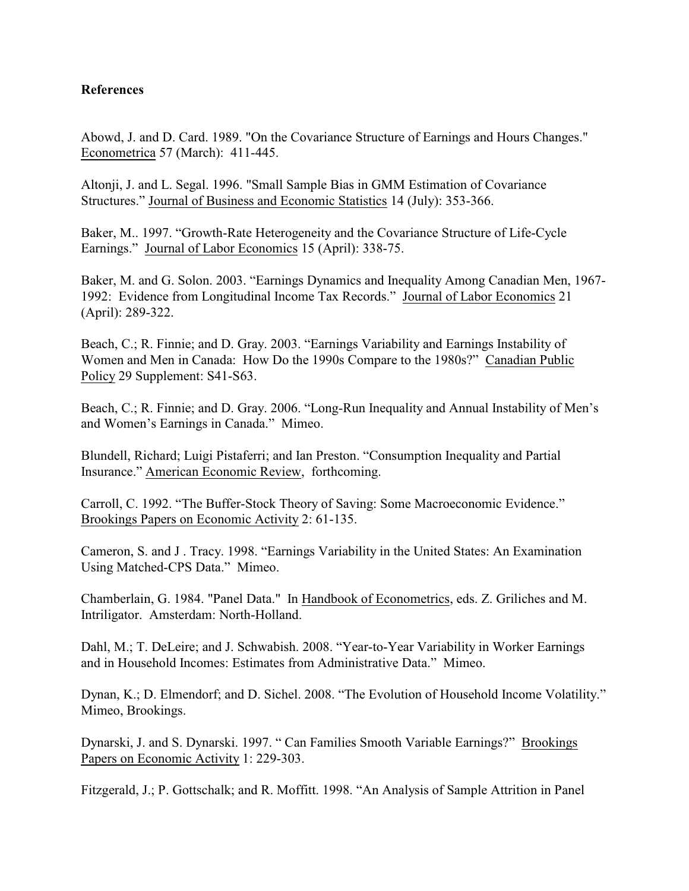**References**

Abowd, J. and D. Card. 1989. "On the Covariance Structure of Earnings and Hours Changes." Econometrica 57 (March): 411-445.

Altonji, J. and L. Segal. 1996. "Small Sample Bias in GMM Estimation of Covariance Structures." Journal of Business and Economic Statistics 14 (July): 353-366.

Baker, M.. 1997. "Growth-Rate Heterogeneity and the Covariance Structure of Life-Cycle Earnings." Journal of Labor Economics 15 (April): 338-75.

Baker, M. and G. Solon. 2003. "Earnings Dynamics and Inequality Among Canadian Men, 1967-1992: Evidence from Longitudinal Income Tax Records." Journal of Labor Economics 21 (April): 289-322.

Beach, C.; R. Finnie; and D. Gray. 2003. "Earnings Variability and Earnings Instability of Women and Men in Canada: How Do the 1990s Compare to the 1980s?" Canadian Public Policy 29 Supplement: S41-S63.

Beach, C.; R. Finnie; and D. Gray. 2006. "Long-Run Inequality and Annual Instability of Men's and Women's Earnings in Canada." Mimeo.

Blundell, Richard; Luigi Pistaferri; and Ian Preston. "Consumption Inequality and Partial Insurance." American Economic Review, forthcoming.

Carroll, C. 1992. "The Buffer-Stock Theory of Saving: Some Macroeconomic Evidence." Brookings Papers on Economic Activity 2: 61-135.

Cameron, S. and J . Tracy. 1998. "Earnings Variability in the United States: An Examination Using Matched-CPS Data." Mimeo.

Chamberlain, G. 1984. "Panel Data." In Handbook of Econometrics, eds. Z. Griliches and M. Intriligator. Amsterdam: North-Holland.

Dahl, M.; T. DeLeire; and J. Schwabish. 2008. "Year-to-Year Variability in Worker Earnings and in Household Incomes: Estimates from Administrative Data." Mimeo.

Dynan, K.; D. Elmendorf; and D. Sichel. 2008. "The Evolution of Household Income Volatility." Mimeo, Brookings.

Dynarski, J. and S. Dynarski. 1997. " Can Families Smooth Variable Earnings?" Brookings Papers on Economic Activity 1: 229-303.

Fitzgerald, J.; P. Gottschalk; and R. Moffitt. 1998. "An Analysis of Sample Attrition in Panel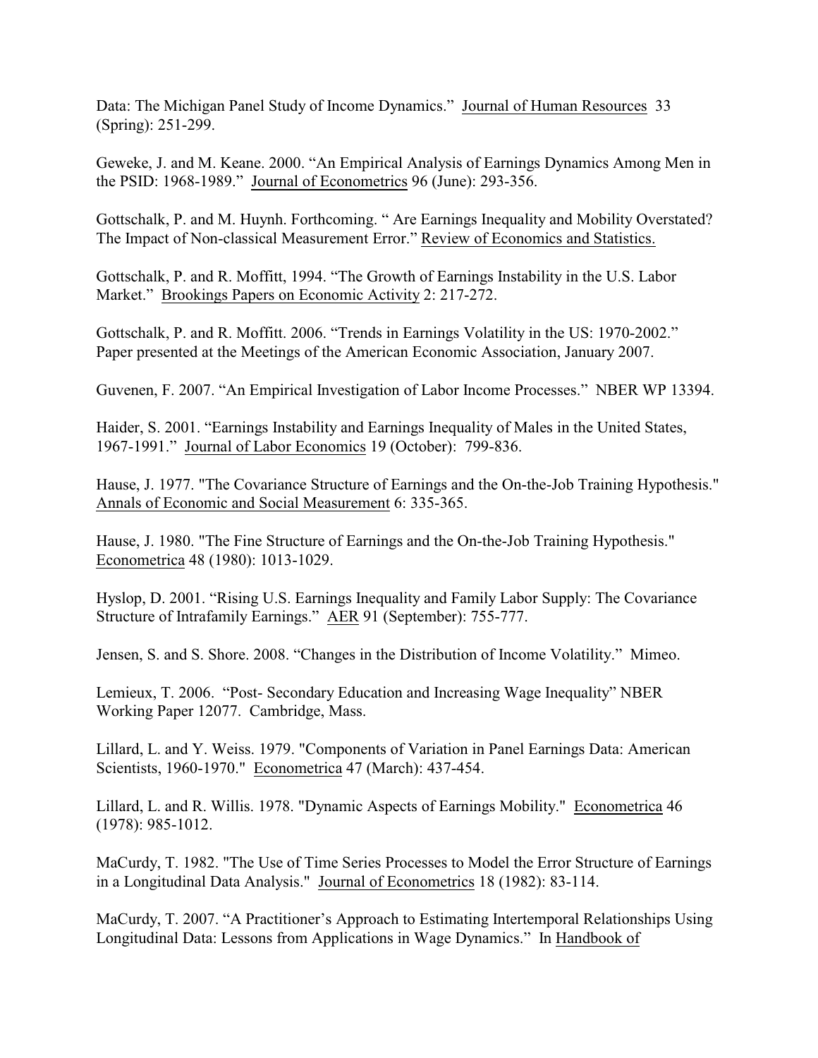Data: The Michigan Panel Study of Income Dynamics." Journal of Human Resources 33 (Spring): 251-299.

Geweke, J. and M. Keane. 2000. "An Empirical Analysis of Earnings Dynamics Among Men in the PSID: 1968-1989." Journal of Econometrics 96 (June): 293-356.

Gottschalk, P. and M. Huynh. Forthcoming. " Are Earnings Inequality and Mobility Overstated? The Impact of Non-classical Measurement Error." Review of Economics and Statistics.

Gottschalk, P. and R. Moffitt, 1994. "The Growth of Earnings Instability in the U.S. Labor Market." Brookings Papers on Economic Activity 2: 217-272.

Gottschalk, P. and R. Moffitt. 2006. "Trends in Earnings Volatility in the US: 1970-2002." Paper presented at the Meetings of the American Economic Association, January 2007.

Guvenen, F. 2007. "An Empirical Investigation of Labor Income Processes." NBER WP 13394.

Haider, S. 2001. "Earnings Instability and Earnings Inequality of Males in the United States, 1967-1991." Journal of Labor Economics 19 (October): 799-836.

Hause, J. 1977. "The Covariance Structure of Earnings and the On-the-Job Training Hypothesis." Annals of Economic and Social Measurement 6: 335-365.

Hause, J. 1980. "The Fine Structure of Earnings and the On-the-Job Training Hypothesis." Econometrica 48 (1980): 1013-1029.

Hyslop, D. 2001. "Rising U.S. Earnings Inequality and Family Labor Supply: The Covariance Structure of Intrafamily Earnings." AER 91 (September): 755-777.

Jensen, S. and S. Shore. 2008. "Changes in the Distribution of Income Volatility." Mimeo.

Lemieux, T. 2006. "Post- Secondary Education and Increasing Wage Inequality" NBER Working Paper 12077. Cambridge, Mass.

Lillard, L. and Y. Weiss. 1979. "Components of Variation in Panel Earnings Data: American Scientists, 1960-1970." Econometrica 47 (March): 437-454.

Lillard, L. and R. Willis. 1978. "Dynamic Aspects of Earnings Mobility." Econometrica 46 (1978): 985-1012.

MaCurdy, T. 1982. "The Use of Time Series Processes to Model the Error Structure of Earnings in a Longitudinal Data Analysis." Journal of Econometrics 18 (1982): 83-114.

MaCurdy, T. 2007. "A Practitioner's Approach to Estimating Intertemporal Relationships Using Longitudinal Data: Lessons from Applications in Wage Dynamics." In Handbook of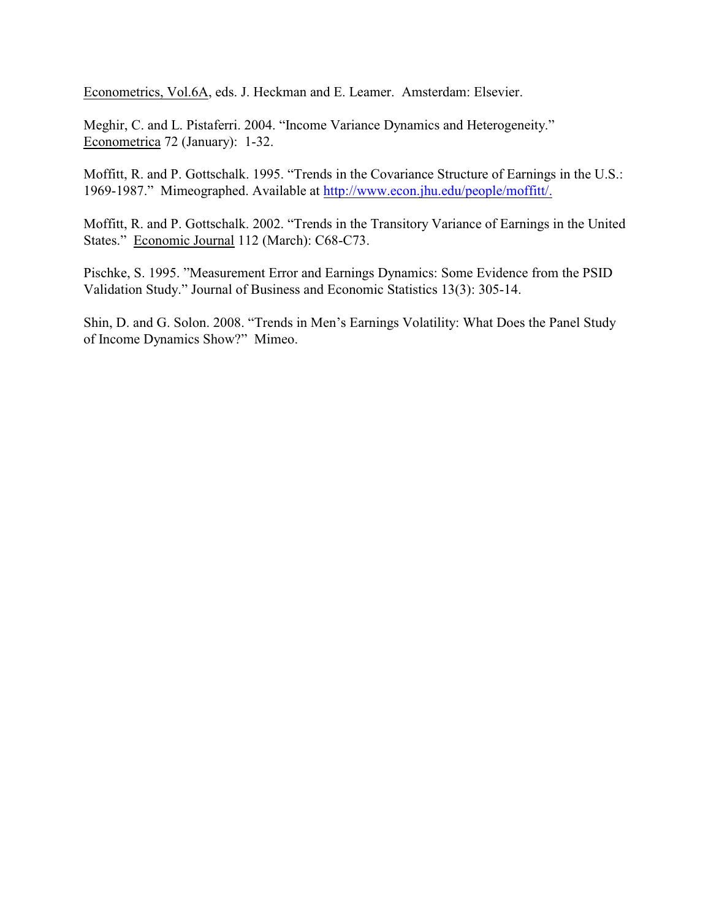Econometrics, Vol.6A, eds. J. Heckman and E. Leamer. Amsterdam: Elsevier.

Meghir, C. and L. Pistaferri. 2004. "Income Variance Dynamics and Heterogeneity." Econometrica 72 (January): 1-32.

Moffitt, R. and P. Gottschalk. 1995. "Trends in the Covariance Structure of Earnings in the U.S.: 1969-1987." Mimeographed. Available at http://www.econ.jhu.edu/people/moffitt/.

Moffitt, R. and P. Gottschalk. 2002. "Trends in the Transitory Variance of Earnings in the United States." Economic Journal 112 (March): C68-C73.

Pischke, S. 1995. "Measurement Error and Earnings Dynamics: Some Evidence from the PSID Validation Study." Journal of Business and Economic Statistics 13(3): 305-14.

Shin, D. and G. Solon. 2008. "Trends in Men's Earnings Volatility: What Does the Panel Study of Income Dynamics Show?" Mimeo.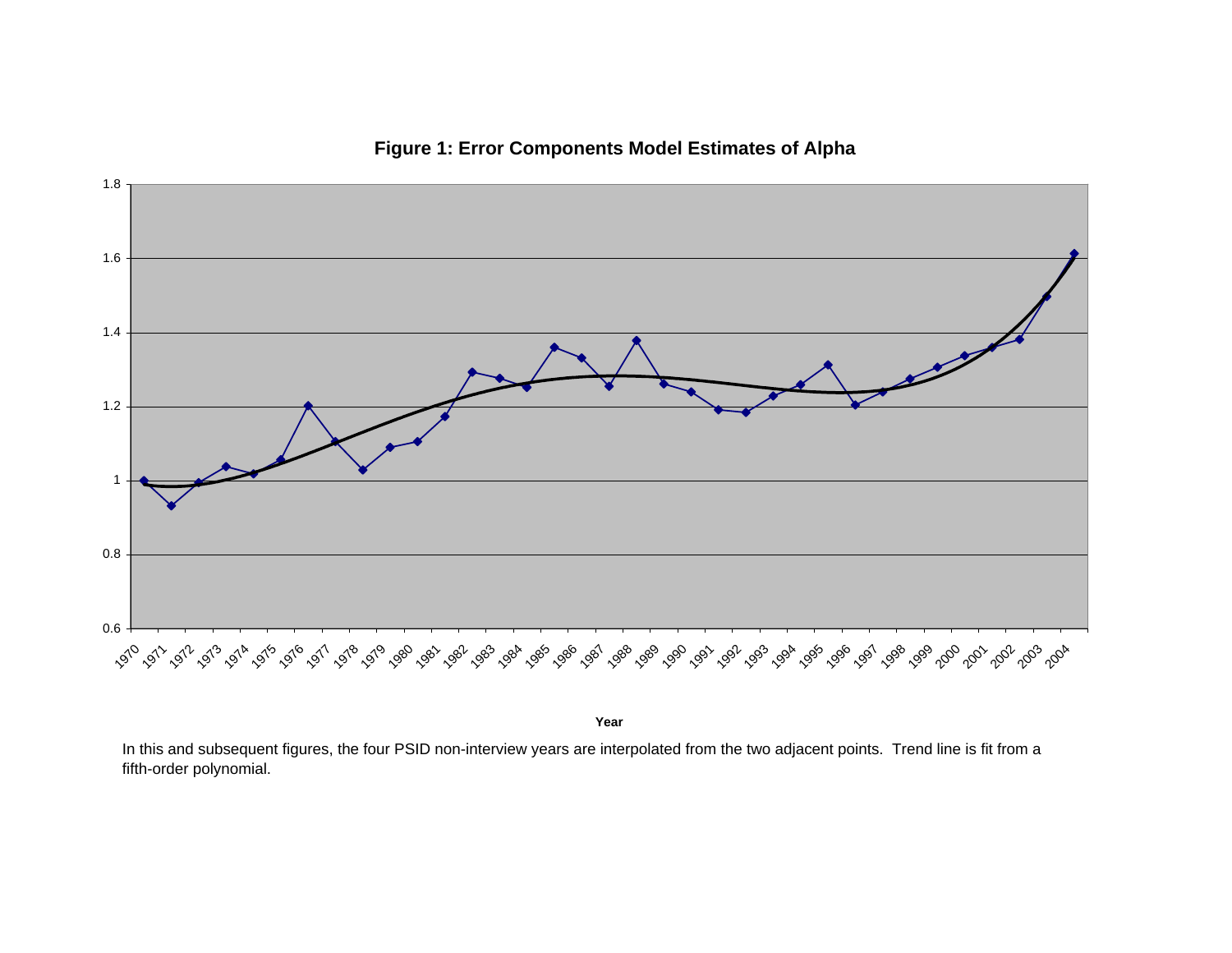**Figure 1: Error Components Model Estimates of Alpha**

In this and subsequent figures, the four PSID non-interview years are interpolated from the two adjacent points. Trend line is fit from a fifth-order polynomial.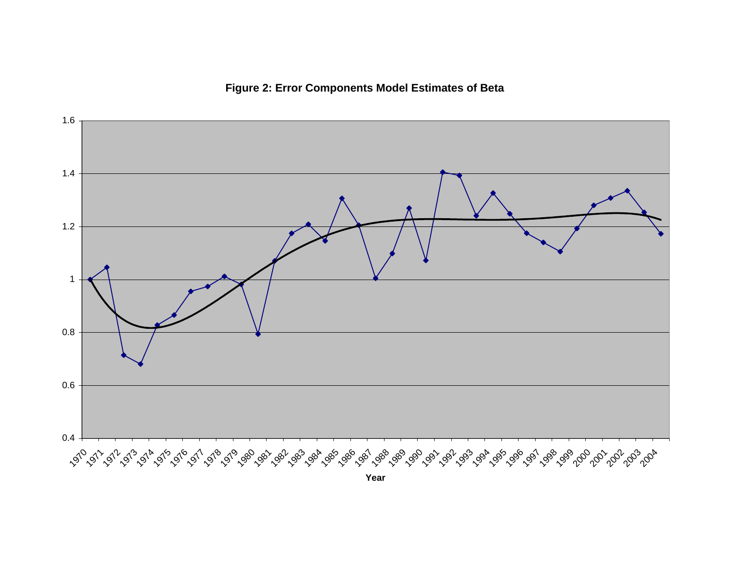**Figure 2: Error Components Model Estimates of Beta**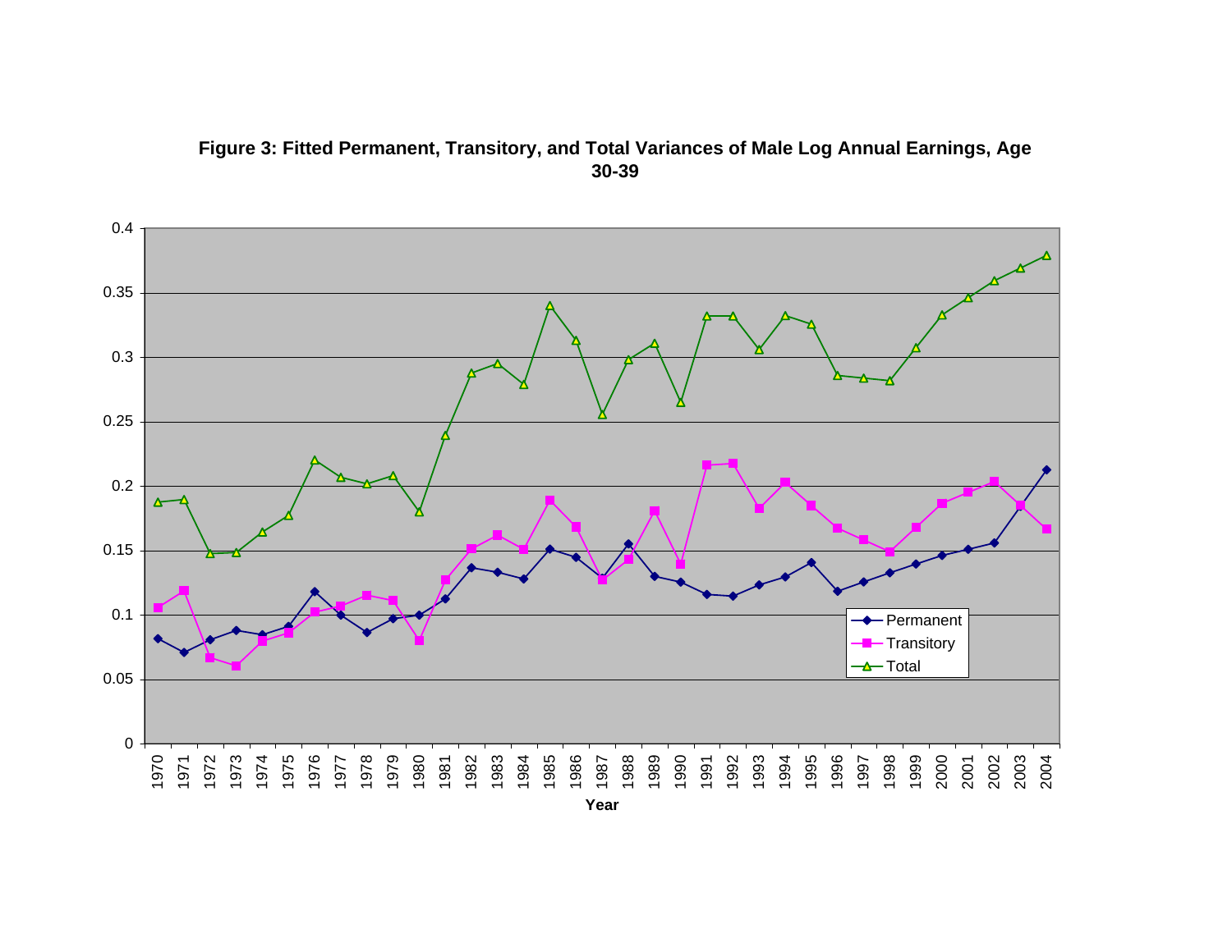**Figure 3: Fitted Permanent, Transitory, and Total Variances of Male Log Annual Earnings, Age 30-39**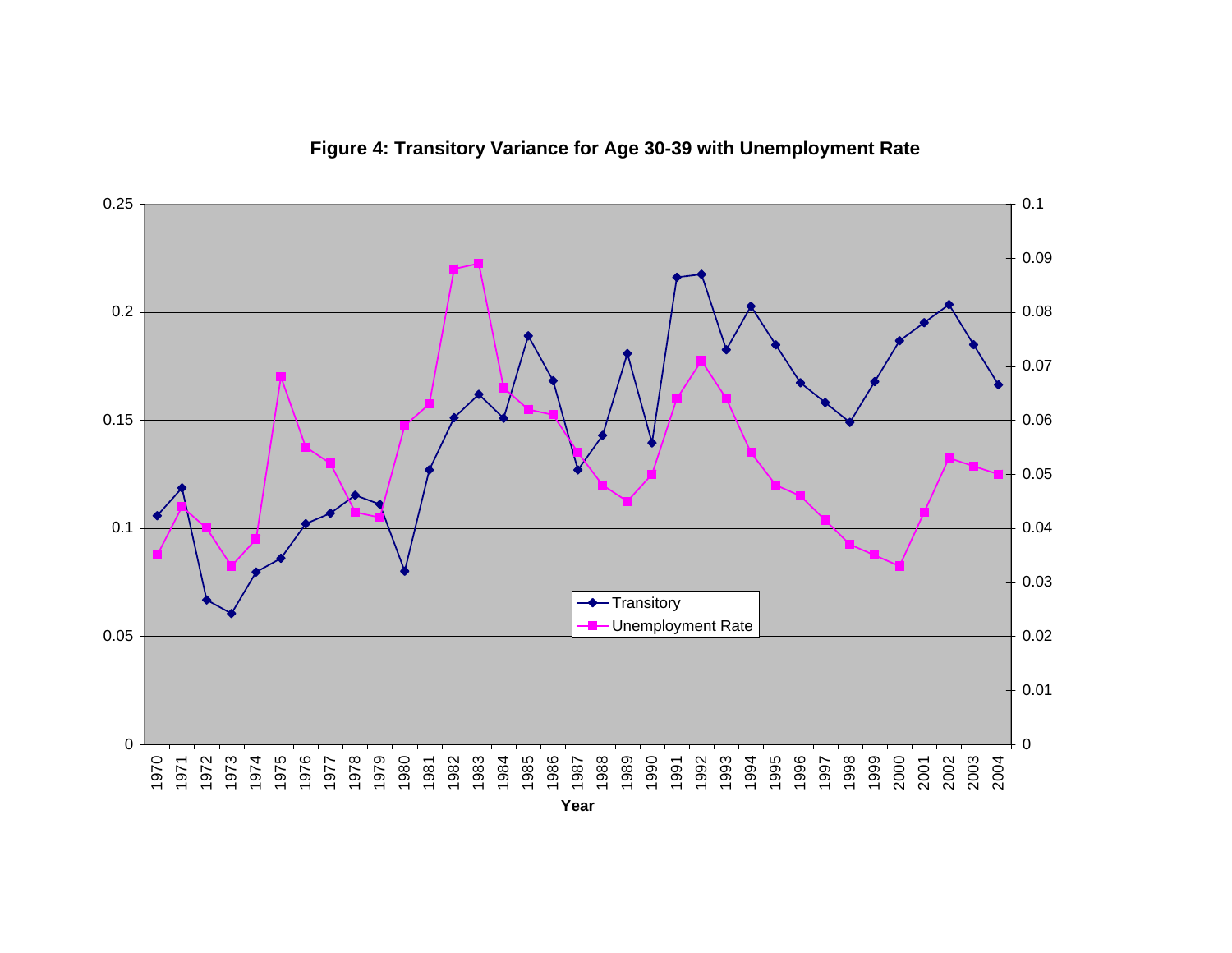**Figure 4: Transitory Variance for Age 30-39 with Unemployment Rate**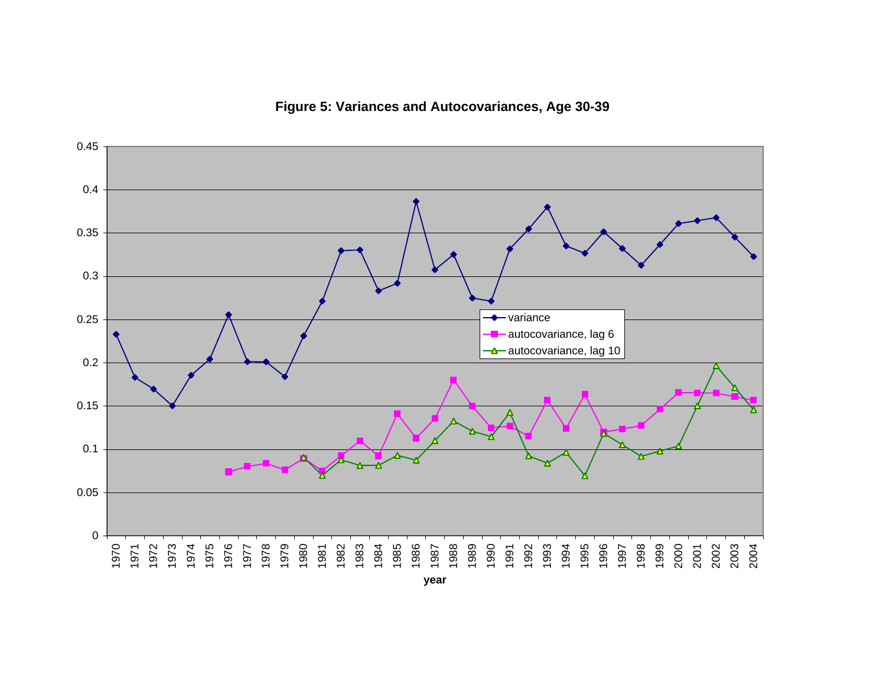**Figure 5: Variances and Autocovariances, Age 30-39**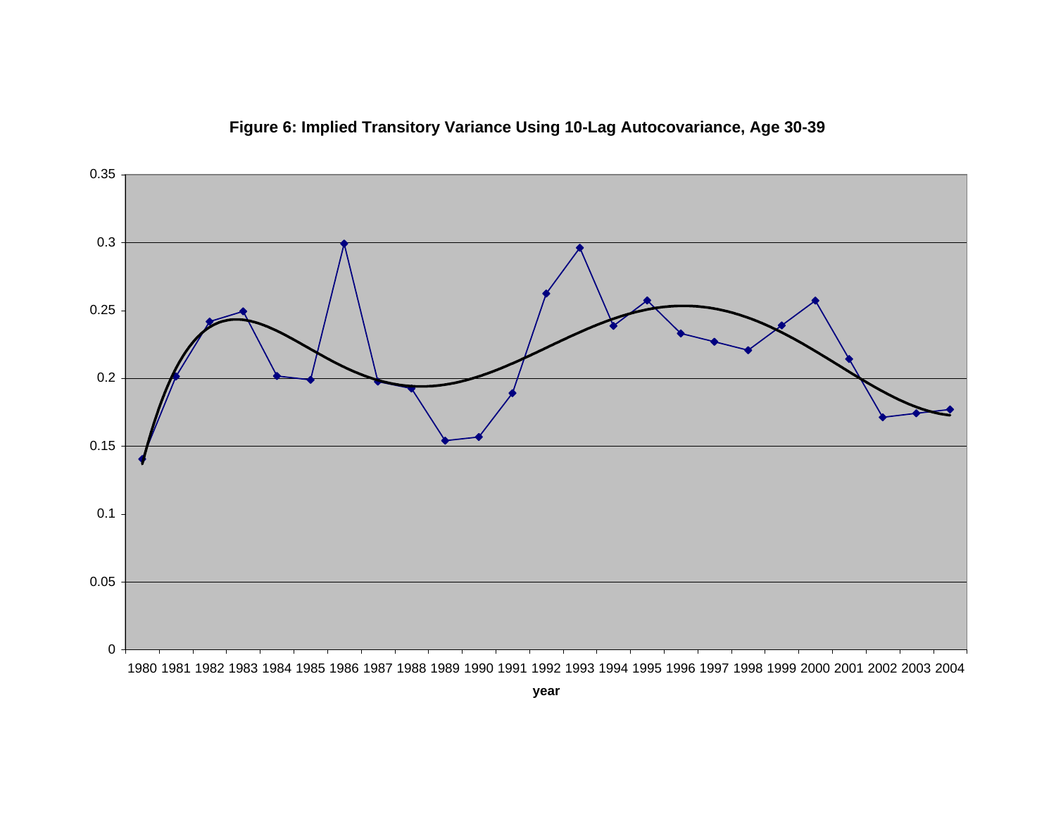**Figure 6: Implied Transitory Variance Using 10-Lag Autocovariance, Age 30-39**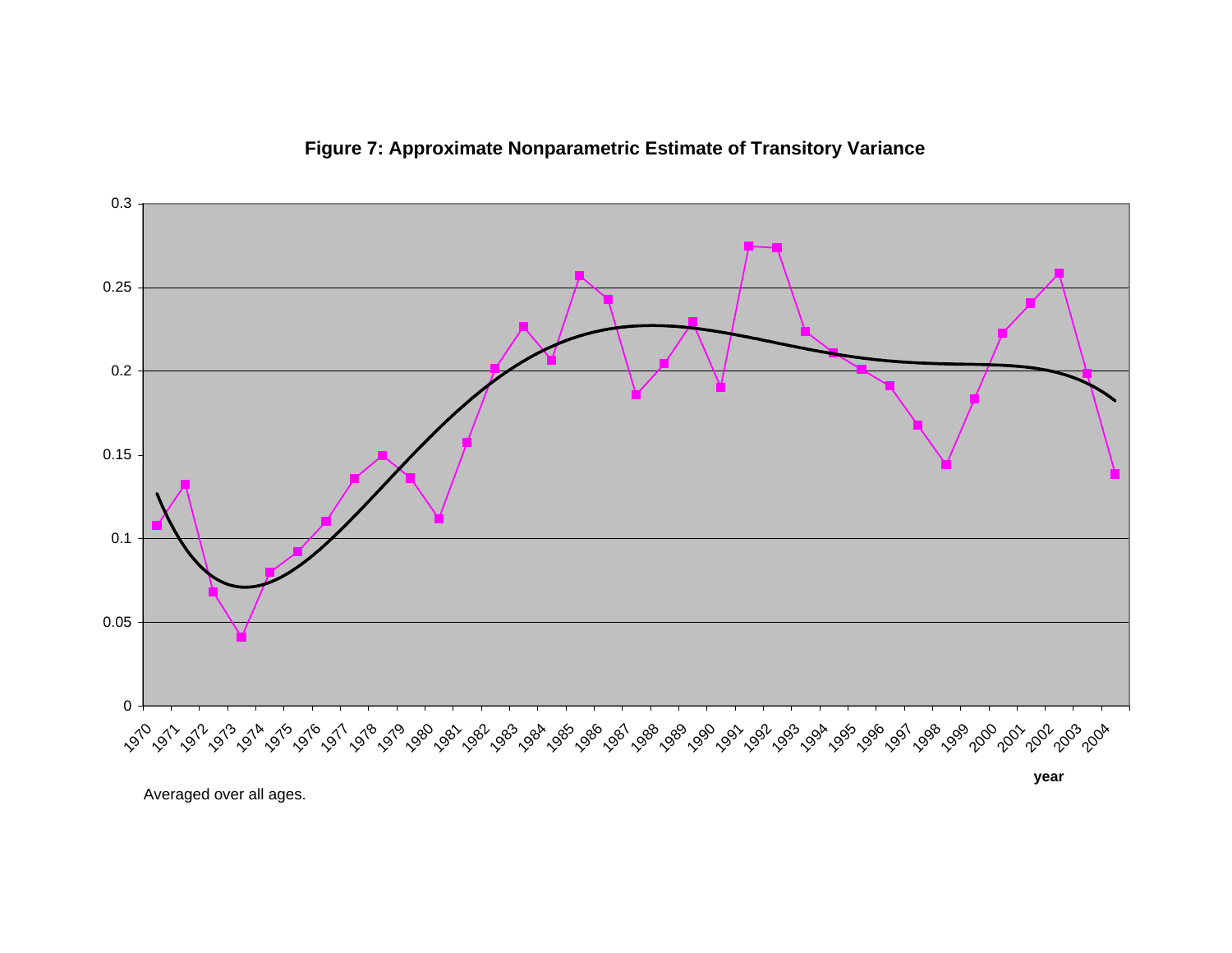**Figure 7: Approximate Nonparametric Estimate of Transitory Variance**

Averaged over all ages.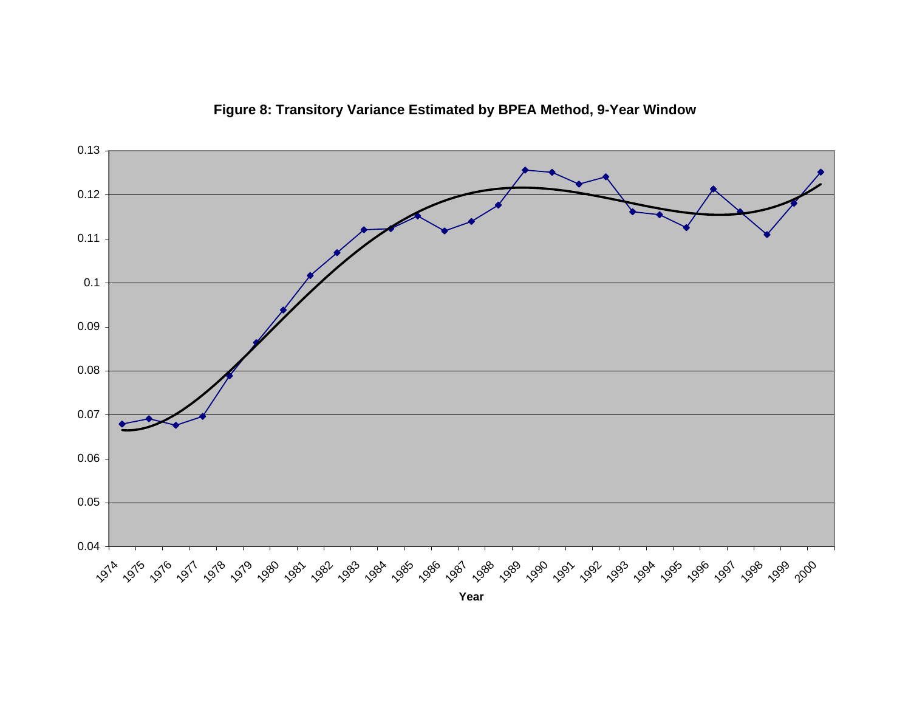**Figure 8: Transitory Variance Estimated by BPEA Method, 9-Year Window**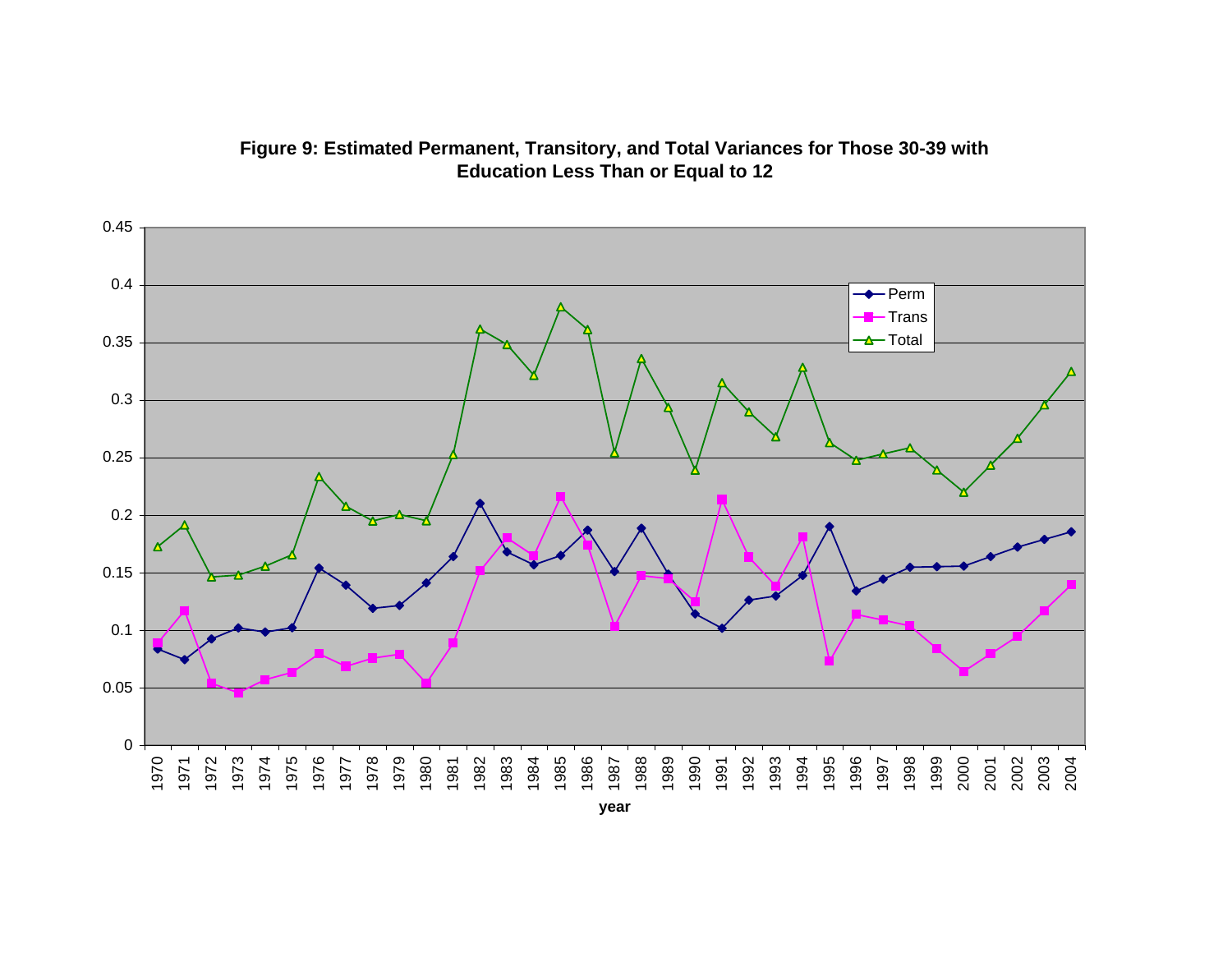**Figure 9: Estimated Permanent, Transitory, and Total Variances for Those 30-39 with Education Less Than or Equal to 12**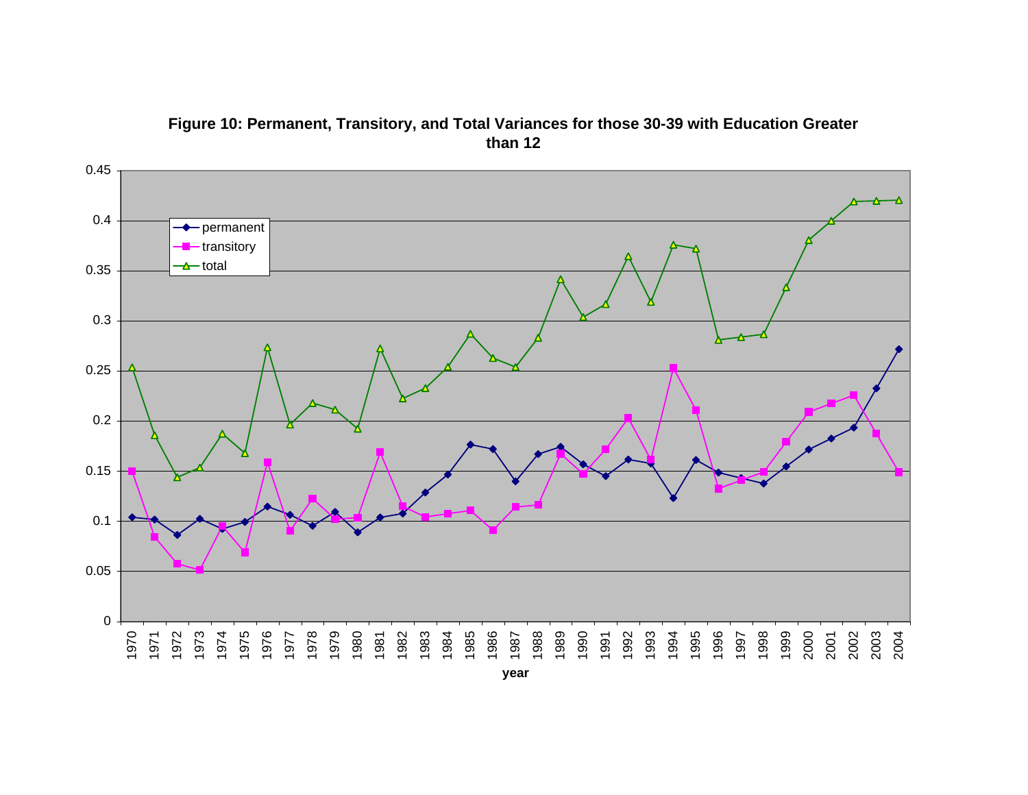**Figure 10: Permanent, Transitory, and Total Variances for those 30-39 with Education Greater than 12**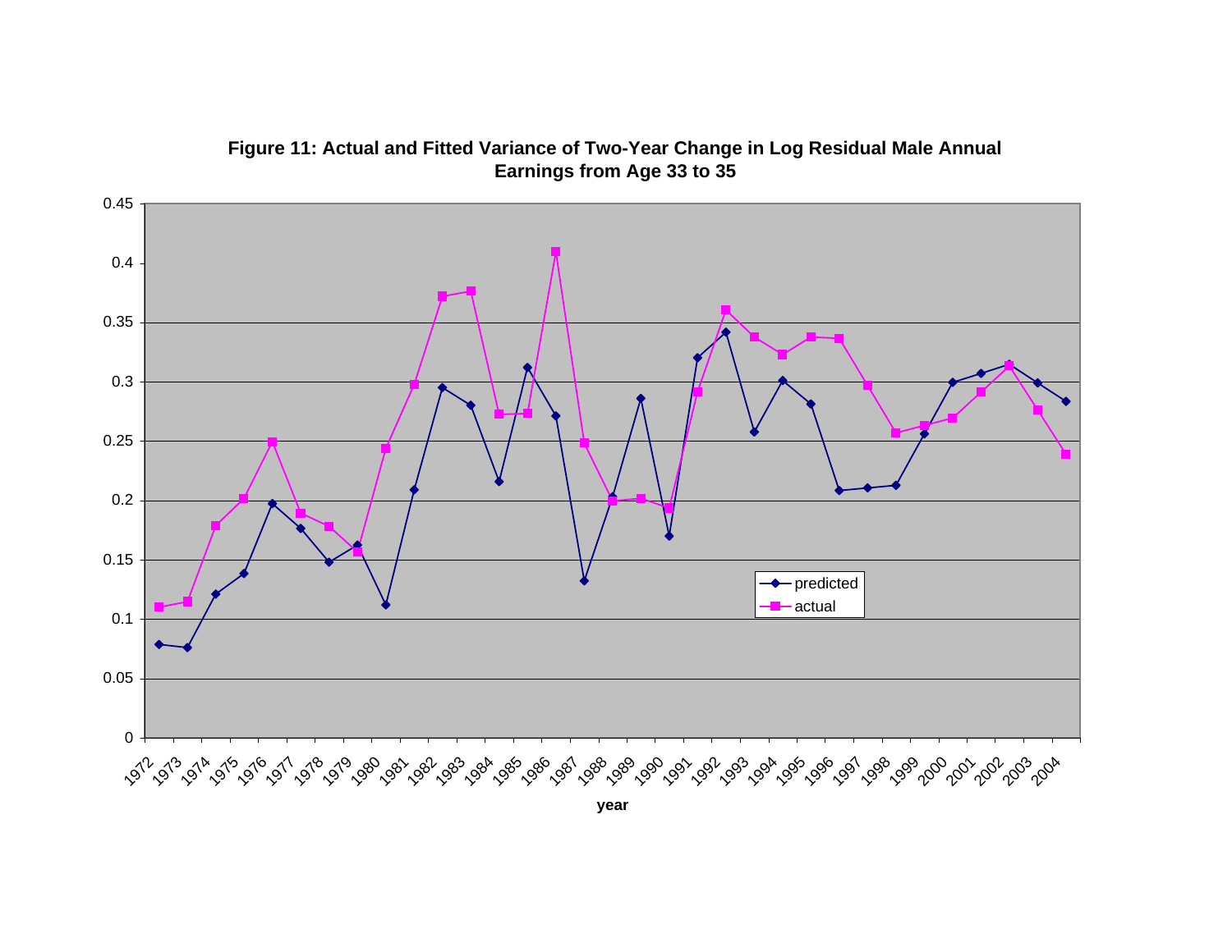**Figure 11: Actual and Fitted Variance of Two-Year Change in Log Residual Male Annual Earnings from Age 33 to 35**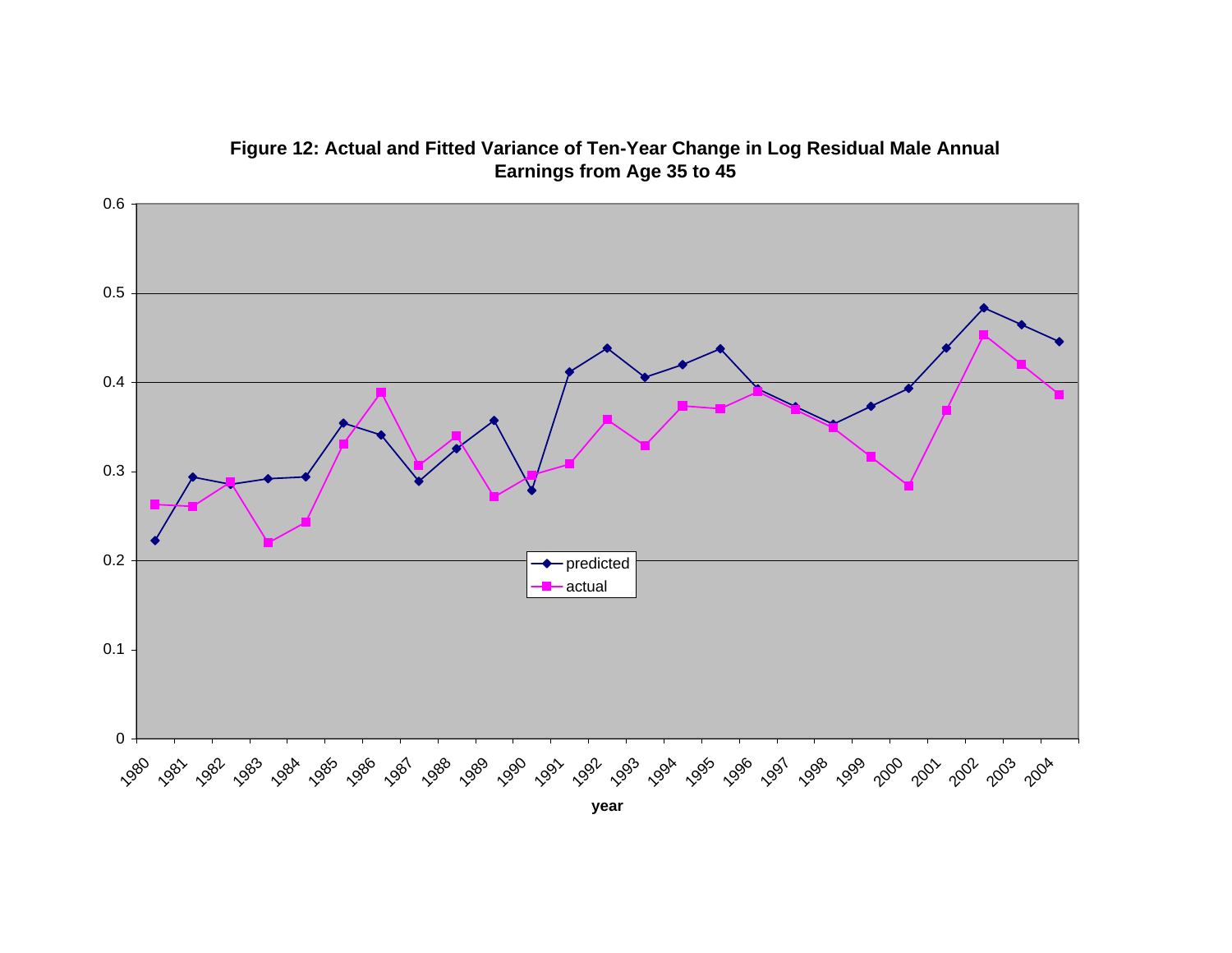**Figure 12: Actual and Fitted Variance of Ten-Year Change in Log Residual Male Annual Earnings from Age 35 to 45**

0.6
0.5
0.4
0.3
0.2
0.1
0

1980 1981 1982 1983 1984 1985 1986 1987 1988 1989 1990 1991 1992 1993 1994 1995 1996 1997 1998 1999 2000 2001 2002 2003 2004

year

predicted
actual